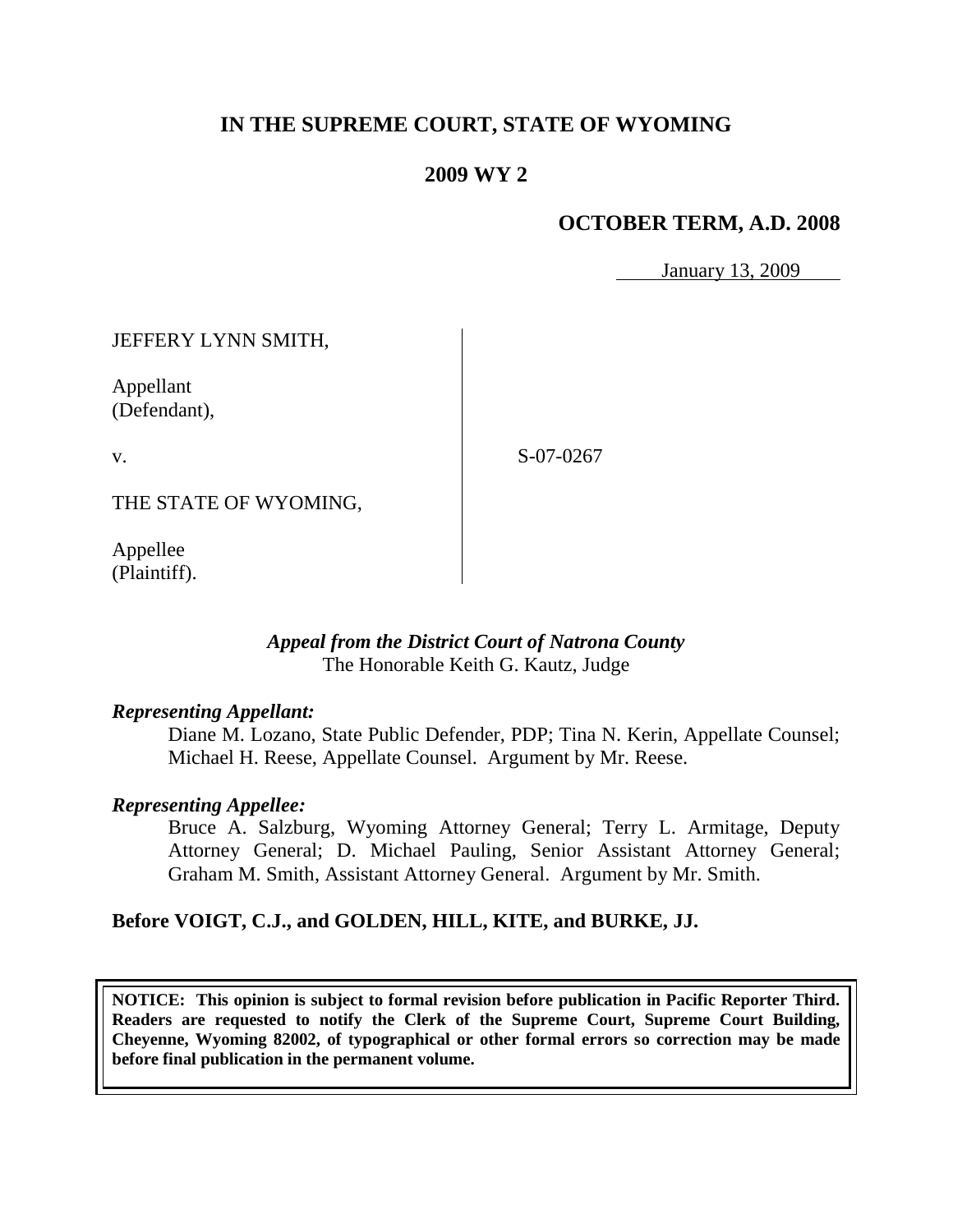# IN THE SUPREME COURT, STATE OF WYOMING

## 2009 WY 2

### OCTOBER TERM, A.D. 2008

January 13, 2009

| | |
|---|---|
| JEFFERY LYNN SMITH,<br><br>Appellant<br>(Defendant),<br><br>v.<br><br>THE STATE OF WYOMING,<br><br>Appellee<br>(Plaintiff). | S-07-0267 |

*Appeal from the District Court of Natrona County*
The Honorable Keith G. Kautz, Judge

***Representing Appellant:***

Diane M. Lozano, State Public Defender, PDP; Tina N. Kerin, Appellate Counsel; Michael H. Reese, Appellate Counsel. Argument by Mr. Reese.

***Representing Appellee:***

Bruce A. Salzburg, Wyoming Attorney General; Terry L. Armitage, Deputy Attorney General; D. Michael Pauling, Senior Assistant Attorney General; Graham M. Smith, Assistant Attorney General. Argument by Mr. Smith.

**Before VOIGT, C.J., and GOLDEN, HILL, KITE, and BURKE, JJ.**

**NOTICE: This opinion is subject to formal revision before publication in Pacific Reporter Third. Readers are requested to notify the Clerk of the Supreme Court, Supreme Court Building, Cheyenne, Wyoming 82002, of typographical or other formal errors so correction may be made before final publication in the permanent volume.**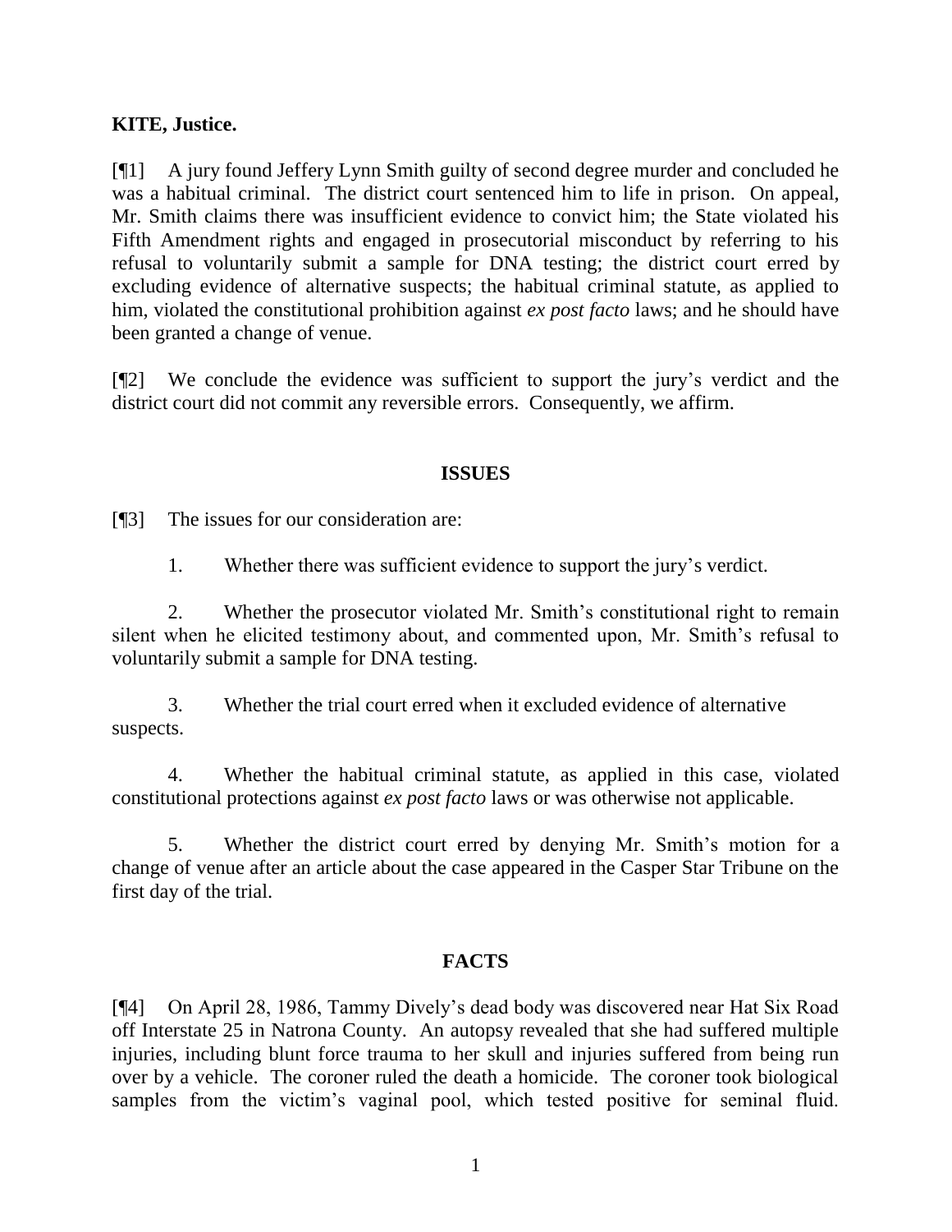**KITE, Justice.**

[¶1] A jury found Jeffery Lynn Smith guilty of second degree murder and concluded he was a habitual criminal. The district court sentenced him to life in prison. On appeal, Mr. Smith claims there was insufficient evidence to convict him; the State violated his Fifth Amendment rights and engaged in prosecutorial misconduct by referring to his refusal to voluntarily submit a sample for DNA testing; the district court erred by excluding evidence of alternative suspects; the habitual criminal statute, as applied to him, violated the constitutional prohibition against *ex post facto* laws; and he should have been granted a change of venue.

[¶2] We conclude the evidence was sufficient to support the jury's verdict and the district court did not commit any reversible errors. Consequently, we affirm.

## ISSUES

[¶3] The issues for our consideration are:

1. Whether there was sufficient evidence to support the jury's verdict.

2. Whether the prosecutor violated Mr. Smith's constitutional right to remain silent when he elicited testimony about, and commented upon, Mr. Smith's refusal to voluntarily submit a sample for DNA testing.

3. Whether the trial court erred when it excluded evidence of alternative suspects.

4. Whether the habitual criminal statute, as applied in this case, violated constitutional protections against *ex post facto* laws or was otherwise not applicable.

5. Whether the district court erred by denying Mr. Smith's motion for a change of venue after an article about the case appeared in the Casper Star Tribune on the first day of the trial.

## FACTS

[¶4] On April 28, 1986, Tammy Dively's dead body was discovered near Hat Six Road off Interstate 25 in Natrona County. An autopsy revealed that she had suffered multiple injuries, including blunt force trauma to her skull and injuries suffered from being run over by a vehicle. The coroner ruled the death a homicide. The coroner took biological samples from the victim's vaginal pool, which tested positive for seminal fluid.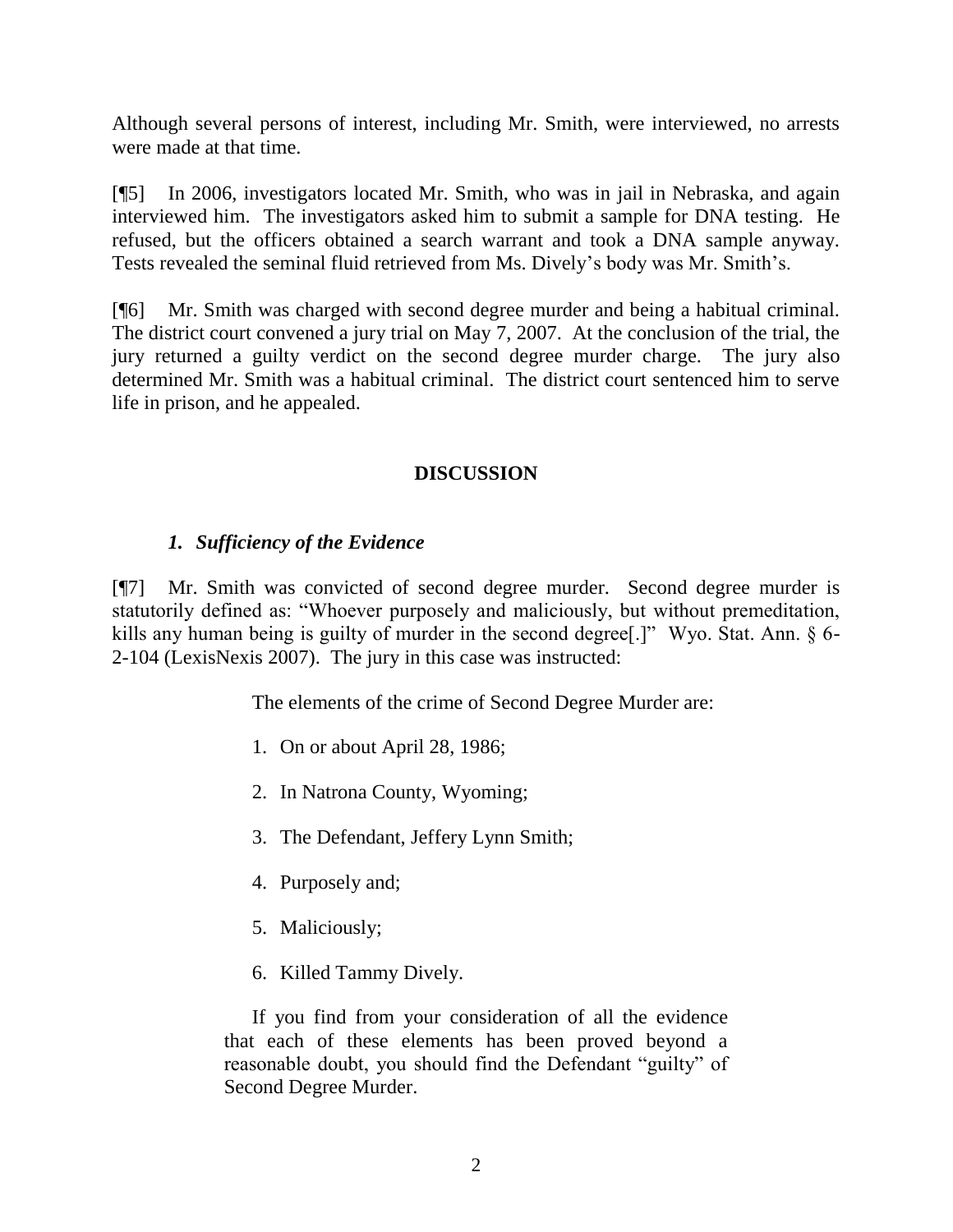Although several persons of interest, including Mr. Smith, were interviewed, no arrests were made at that time.

[¶5] In 2006, investigators located Mr. Smith, who was in jail in Nebraska, and again interviewed him. The investigators asked him to submit a sample for DNA testing. He refused, but the officers obtained a search warrant and took a DNA sample anyway. Tests revealed the seminal fluid retrieved from Ms. Dively's body was Mr. Smith's.

[¶6] Mr. Smith was charged with second degree murder and being a habitual criminal. The district court convened a jury trial on May 7, 2007. At the conclusion of the trial, the jury returned a guilty verdict on the second degree murder charge. The jury also determined Mr. Smith was a habitual criminal. The district court sentenced him to serve life in prison, and he appealed.

## DISCUSSION

### *1. Sufficiency of the Evidence*

[¶7] Mr. Smith was convicted of second degree murder. Second degree murder is statutorily defined as: "Whoever purposely and maliciously, but without premeditation, kills any human being is guilty of murder in the second degree[.]" Wyo. Stat. Ann. § 6-2-104 (LexisNexis 2007). The jury in this case was instructed:

> The elements of the crime of Second Degree Murder are:
>
> 1. On or about April 28, 1986;
> 2. In Natrona County, Wyoming;
> 3. The Defendant, Jeffery Lynn Smith;
> 4. Purposely and;
> 5. Maliciously;
> 6. Killed Tammy Dively.
>
> If you find from your consideration of all the evidence that each of these elements has been proved beyond a reasonable doubt, you should find the Defendant "guilty" of Second Degree Murder.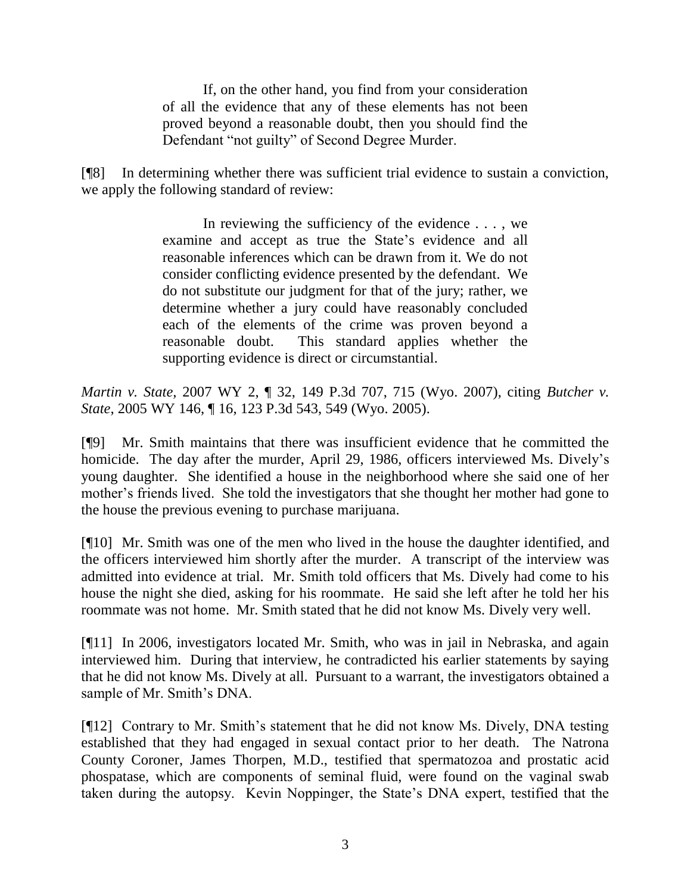> If, on the other hand, you find from your consideration of all the evidence that any of these elements has not been proved beyond a reasonable doubt, then you should find the Defendant "not guilty" of Second Degree Murder.

[¶8] In determining whether there was sufficient trial evidence to sustain a conviction, we apply the following standard of review:

> In reviewing the sufficiency of the evidence . . . , we examine and accept as true the State's evidence and all reasonable inferences which can be drawn from it. We do not consider conflicting evidence presented by the defendant. We do not substitute our judgment for that of the jury; rather, we determine whether a jury could have reasonably concluded each of the elements of the crime was proven beyond a reasonable doubt. This standard applies whether the supporting evidence is direct or circumstantial.

*Martin v. State*, 2007 WY 2, ¶ 32, 149 P.3d 707, 715 (Wyo. 2007), citing *Butcher v. State*, 2005 WY 146, ¶ 16, 123 P.3d 543, 549 (Wyo. 2005).

[¶9] Mr. Smith maintains that there was insufficient evidence that he committed the homicide. The day after the murder, April 29, 1986, officers interviewed Ms. Dively's young daughter. She identified a house in the neighborhood where she said one of her mother's friends lived. She told the investigators that she thought her mother had gone to the house the previous evening to purchase marijuana.

[¶10] Mr. Smith was one of the men who lived in the house the daughter identified, and the officers interviewed him shortly after the murder. A transcript of the interview was admitted into evidence at trial. Mr. Smith told officers that Ms. Dively had come to his house the night she died, asking for his roommate. He said she left after he told her his roommate was not home. Mr. Smith stated that he did not know Ms. Dively very well.

[¶11] In 2006, investigators located Mr. Smith, who was in jail in Nebraska, and again interviewed him. During that interview, he contradicted his earlier statements by saying that he did not know Ms. Dively at all. Pursuant to a warrant, the investigators obtained a sample of Mr. Smith's DNA.

[¶12] Contrary to Mr. Smith's statement that he did not know Ms. Dively, DNA testing established that they had engaged in sexual contact prior to her death. The Natrona County Coroner, James Thorpen, M.D., testified that spermatozoa and prostatic acid phospatase, which are components of seminal fluid, were found on the vaginal swab taken during the autopsy. Kevin Noppinger, the State's DNA expert, testified that the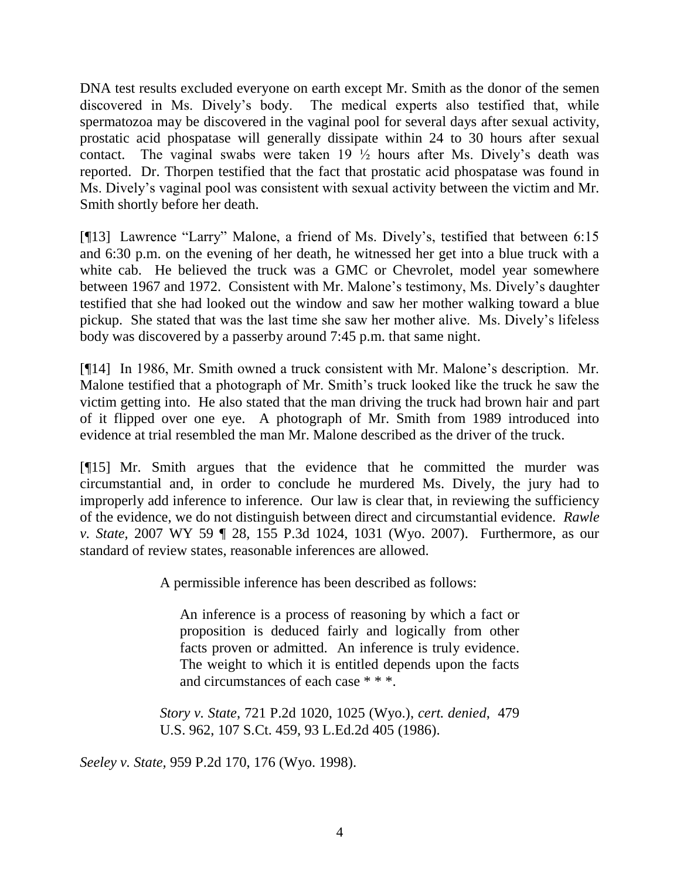DNA test results excluded everyone on earth except Mr. Smith as the donor of the semen discovered in Ms. Dively's body. The medical experts also testified that, while spermatozoa may be discovered in the vaginal pool for several days after sexual activity, prostatic acid phospatase will generally dissipate within 24 to 30 hours after sexual contact. The vaginal swabs were taken 19 ½ hours after Ms. Dively's death was reported. Dr. Thorpen testified that the fact that prostatic acid phospatase was found in Ms. Dively's vaginal pool was consistent with sexual activity between the victim and Mr. Smith shortly before her death.

[¶13] Lawrence "Larry" Malone, a friend of Ms. Dively's, testified that between 6:15 and 6:30 p.m. on the evening of her death, he witnessed her get into a blue truck with a white cab. He believed the truck was a GMC or Chevrolet, model year somewhere between 1967 and 1972. Consistent with Mr. Malone's testimony, Ms. Dively's daughter testified that she had looked out the window and saw her mother walking toward a blue pickup. She stated that was the last time she saw her mother alive. Ms. Dively's lifeless body was discovered by a passerby around 7:45 p.m. that same night.

[¶14] In 1986, Mr. Smith owned a truck consistent with Mr. Malone's description. Mr. Malone testified that a photograph of Mr. Smith's truck looked like the truck he saw the victim getting into. He also stated that the man driving the truck had brown hair and part of it flipped over one eye. A photograph of Mr. Smith from 1989 introduced into evidence at trial resembled the man Mr. Malone described as the driver of the truck.

[¶15] Mr. Smith argues that the evidence that he committed the murder was circumstantial and, in order to conclude he murdered Ms. Dively, the jury had to improperly add inference to inference. Our law is clear that, in reviewing the sufficiency of the evidence, we do not distinguish between direct and circumstantial evidence. *Rawle v. State,* 2007 WY 59 ¶ 28, 155 P.3d 1024, 1031 (Wyo. 2007). Furthermore, as our standard of review states, reasonable inferences are allowed.

> A permissible inference has been described as follows:
>
> > An inference is a process of reasoning by which a fact or proposition is deduced fairly and logically from other facts proven or admitted. An inference is truly evidence. The weight to which it is entitled depends upon the facts and circumstances of each case * * *.
>
> *Story v. State*, 721 P.2d 1020, 1025 (Wyo.), *cert. denied*, 479 U.S. 962, 107 S.Ct. 459, 93 L.Ed.2d 405 (1986).

*Seeley v. State,* 959 P.2d 170, 176 (Wyo. 1998).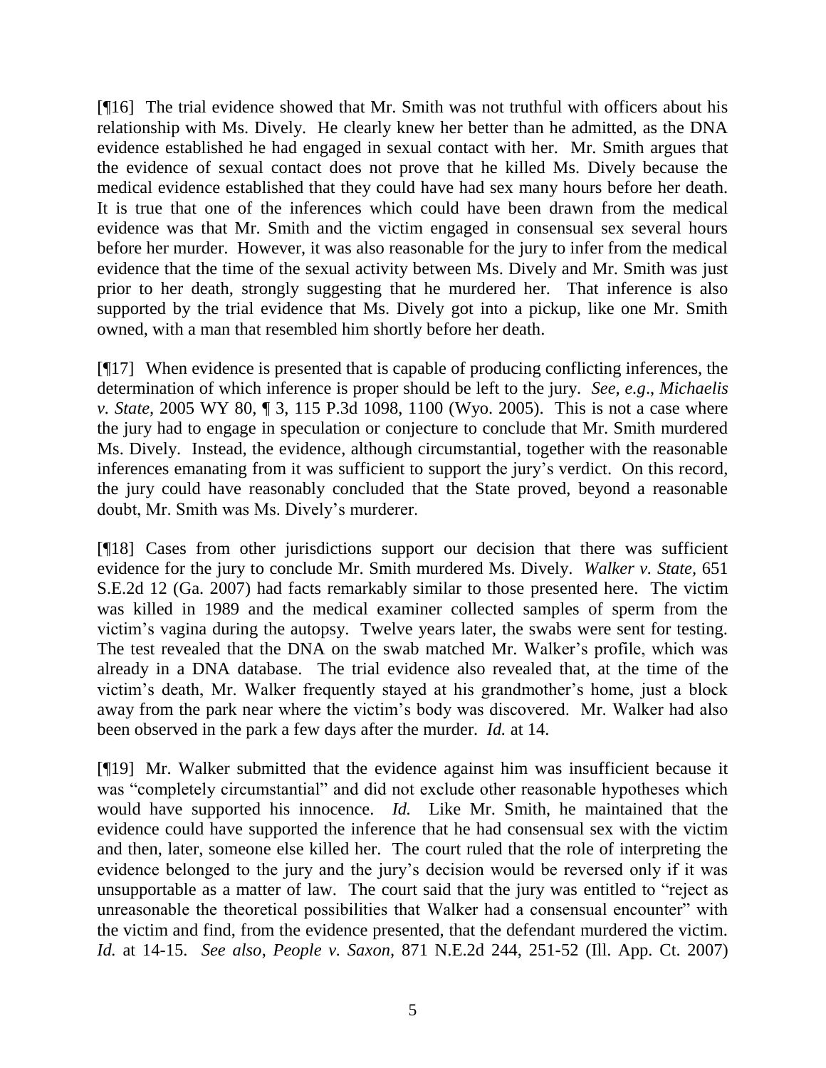[¶16] The trial evidence showed that Mr. Smith was not truthful with officers about his relationship with Ms. Dively. He clearly knew her better than he admitted, as the DNA evidence established he had engaged in sexual contact with her. Mr. Smith argues that the evidence of sexual contact does not prove that he killed Ms. Dively because the medical evidence established that they could have had sex many hours before her death. It is true that one of the inferences which could have been drawn from the medical evidence was that Mr. Smith and the victim engaged in consensual sex several hours before her murder. However, it was also reasonable for the jury to infer from the medical evidence that the time of the sexual activity between Ms. Dively and Mr. Smith was just prior to her death, strongly suggesting that he murdered her. That inference is also supported by the trial evidence that Ms. Dively got into a pickup, like one Mr. Smith owned, with a man that resembled him shortly before her death.

[¶17] When evidence is presented that is capable of producing conflicting inferences, the determination of which inference is proper should be left to the jury. *See, e.g*., *Michaelis v. State*, 2005 WY 80, ¶ 3, 115 P.3d 1098, 1100 (Wyo. 2005). This is not a case where the jury had to engage in speculation or conjecture to conclude that Mr. Smith murdered Ms. Dively. Instead, the evidence, although circumstantial, together with the reasonable inferences emanating from it was sufficient to support the jury's verdict. On this record, the jury could have reasonably concluded that the State proved, beyond a reasonable doubt, Mr. Smith was Ms. Dively's murderer.

[¶18] Cases from other jurisdictions support our decision that there was sufficient evidence for the jury to conclude Mr. Smith murdered Ms. Dively. *Walker v. State*, 651 S.E.2d 12 (Ga. 2007) had facts remarkably similar to those presented here. The victim was killed in 1989 and the medical examiner collected samples of sperm from the victim's vagina during the autopsy. Twelve years later, the swabs were sent for testing. The test revealed that the DNA on the swab matched Mr. Walker's profile, which was already in a DNA database. The trial evidence also revealed that, at the time of the victim's death, Mr. Walker frequently stayed at his grandmother's home, just a block away from the park near where the victim's body was discovered. Mr. Walker had also been observed in the park a few days after the murder. *Id.* at 14.

[¶19] Mr. Walker submitted that the evidence against him was insufficient because it was "completely circumstantial" and did not exclude other reasonable hypotheses which would have supported his innocence. *Id.* Like Mr. Smith, he maintained that the evidence could have supported the inference that he had consensual sex with the victim and then, later, someone else killed her. The court ruled that the role of interpreting the evidence belonged to the jury and the jury's decision would be reversed only if it was unsupportable as a matter of law. The court said that the jury was entitled to "reject as unreasonable the theoretical possibilities that Walker had a consensual encounter" with the victim and find, from the evidence presented, that the defendant murdered the victim. *Id.* at 14-15. *See also*, *People v. Saxon*, 871 N.E.2d 244, 251-52 (Ill. App. Ct. 2007)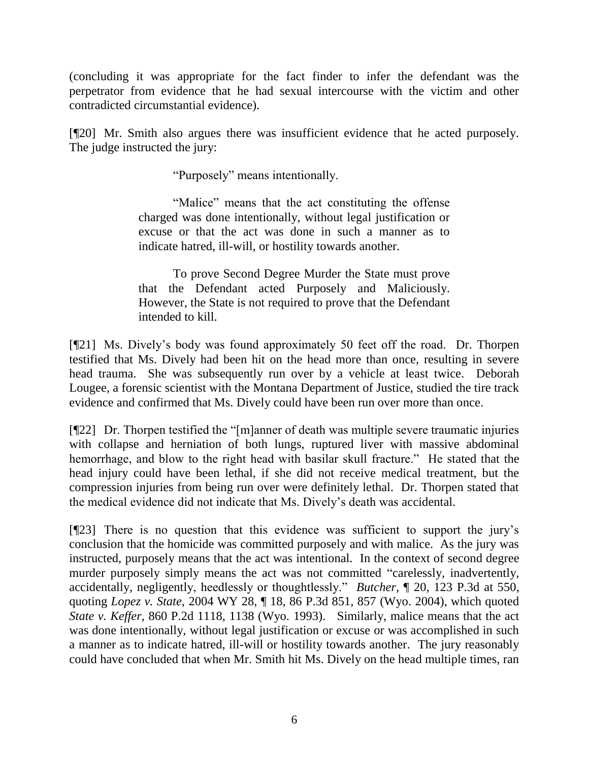(concluding it was appropriate for the fact finder to infer the defendant was the perpetrator from evidence that he had sexual intercourse with the victim and other contradicted circumstantial evidence).

[¶20] Mr. Smith also argues there was insufficient evidence that he acted purposely. The judge instructed the jury:

> "Purposely" means intentionally.
>
> "Malice" means that the act constituting the offense charged was done intentionally, without legal justification or excuse or that the act was done in such a manner as to indicate hatred, ill-will, or hostility towards another.
>
> To prove Second Degree Murder the State must prove that the Defendant acted Purposely and Maliciously. However, the State is not required to prove that the Defendant intended to kill.

[¶21] Ms. Dively's body was found approximately 50 feet off the road. Dr. Thorpen testified that Ms. Dively had been hit on the head more than once, resulting in severe head trauma. She was subsequently run over by a vehicle at least twice. Deborah Lougee, a forensic scientist with the Montana Department of Justice, studied the tire track evidence and confirmed that Ms. Dively could have been run over more than once.

[¶22] Dr. Thorpen testified the "[m]anner of death was multiple severe traumatic injuries with collapse and herniation of both lungs, ruptured liver with massive abdominal hemorrhage, and blow to the right head with basilar skull fracture." He stated that the head injury could have been lethal, if she did not receive medical treatment, but the compression injuries from being run over were definitely lethal. Dr. Thorpen stated that the medical evidence did not indicate that Ms. Dively's death was accidental.

[¶23] There is no question that this evidence was sufficient to support the jury's conclusion that the homicide was committed purposely and with malice. As the jury was instructed, purposely means that the act was intentional. In the context of second degree murder purposely simply means the act was not committed "carelessly, inadvertently, accidentally, negligently, heedlessly or thoughtlessly." *Butcher*, ¶ 20, 123 P.3d at 550, quoting *Lopez v. State*, 2004 WY 28, ¶ 18, 86 P.3d 851, 857 (Wyo. 2004), which quoted *State v. Keffer*, 860 P.2d 1118, 1138 (Wyo. 1993). Similarly, malice means that the act was done intentionally, without legal justification or excuse or was accomplished in such a manner as to indicate hatred, ill-will or hostility towards another. The jury reasonably could have concluded that when Mr. Smith hit Ms. Dively on the head multiple times, ran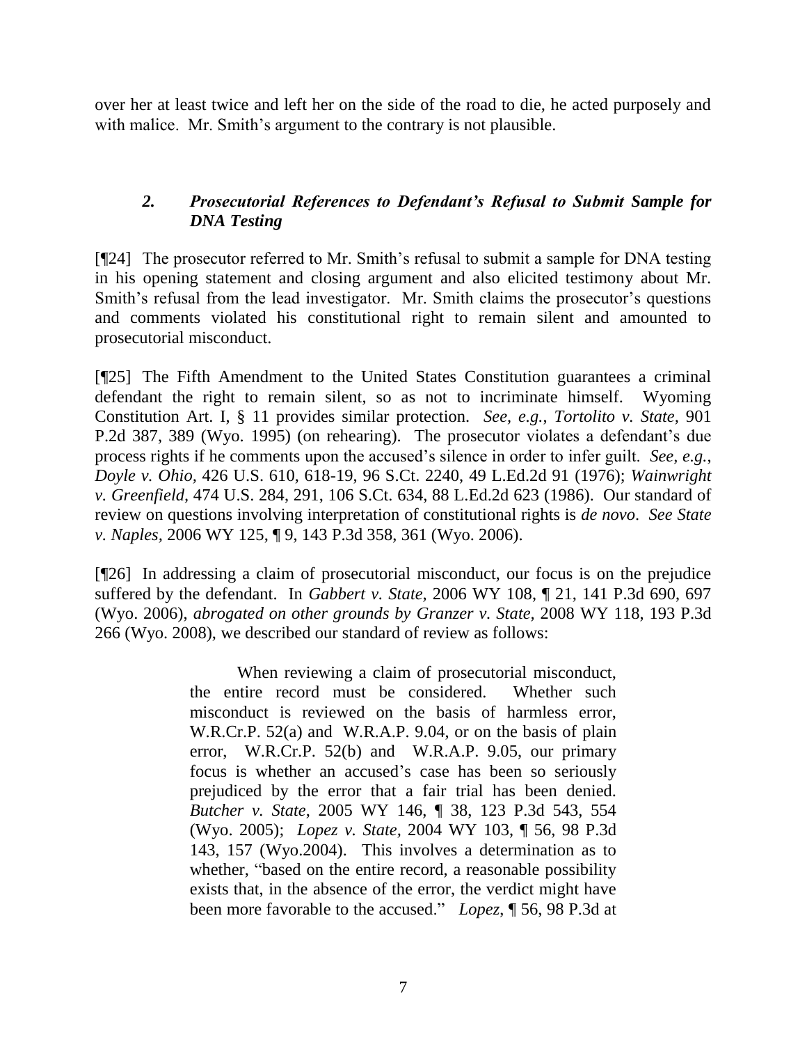over her at least twice and left her on the side of the road to die, he acted purposely and with malice. Mr. Smith's argument to the contrary is not plausible.

### *2. Prosecutorial References to Defendant's Refusal to Submit Sample for DNA Testing*

[¶24] The prosecutor referred to Mr. Smith's refusal to submit a sample for DNA testing in his opening statement and closing argument and also elicited testimony about Mr. Smith's refusal from the lead investigator. Mr. Smith claims the prosecutor's questions and comments violated his constitutional right to remain silent and amounted to prosecutorial misconduct.

[¶25] The Fifth Amendment to the United States Constitution guarantees a criminal defendant the right to remain silent, so as not to incriminate himself. Wyoming Constitution Art. I, § 11 provides similar protection. *See, e.g., Tortolito v. State,* 901 P.2d 387, 389 (Wyo. 1995) (on rehearing). The prosecutor violates a defendant's due process rights if he comments upon the accused's silence in order to infer guilt. *See, e.g., Doyle v. Ohio,* 426 U.S. 610, 618-19, 96 S.Ct. 2240, 49 L.Ed.2d 91 (1976); *Wainwright v. Greenfield,* 474 U.S. 284, 291, 106 S.Ct. 634, 88 L.Ed.2d 623 (1986). Our standard of review on questions involving interpretation of constitutional rights is *de novo*. *See State v. Naples,* 2006 WY 125, ¶ 9, 143 P.3d 358, 361 (Wyo. 2006).

[¶26] In addressing a claim of prosecutorial misconduct, our focus is on the prejudice suffered by the defendant. In *Gabbert v. State,* 2006 WY 108, ¶ 21, 141 P.3d 690, 697 (Wyo. 2006), *abrogated on other grounds by Granzer v. State,* 2008 WY 118, 193 P.3d 266 (Wyo. 2008), we described our standard of review as follows:

> When reviewing a claim of prosecutorial misconduct, the entire record must be considered. Whether such misconduct is reviewed on the basis of harmless error, W.R.Cr.P. 52(a) and W.R.A.P. 9.04, or on the basis of plain error, W.R.Cr.P. 52(b) and W.R.A.P. 9.05, our primary focus is whether an accused's case has been so seriously prejudiced by the error that a fair trial has been denied. *Butcher v. State*, 2005 WY 146, ¶ 38, 123 P.3d 543, 554 (Wyo. 2005); *Lopez v. State,* 2004 WY 103, ¶ 56, 98 P.3d 143, 157 (Wyo.2004). This involves a determination as to whether, "based on the entire record, a reasonable possibility exists that, in the absence of the error, the verdict might have been more favorable to the accused." *Lopez,* ¶ 56, 98 P.3d at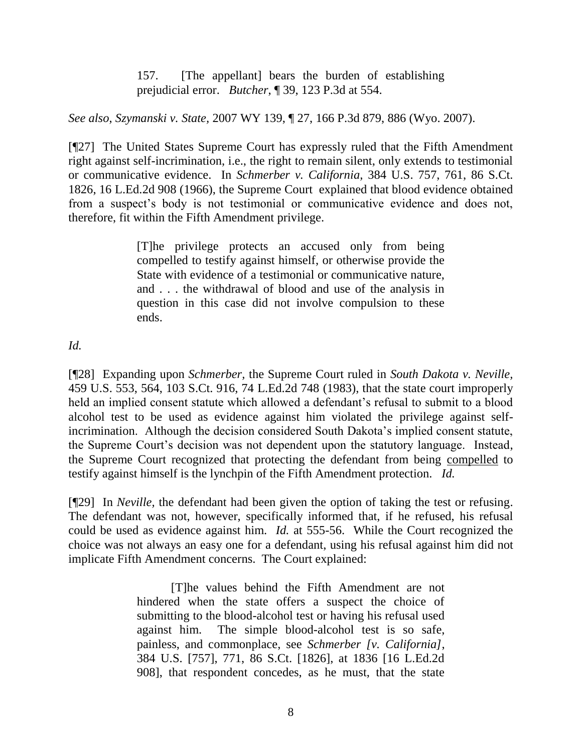> 157. [The appellant] bears the burden of establishing prejudicial error. *Butcher*, ¶ 39, 123 P.3d at 554.

*See also*, *Szymanski v. State,* 2007 WY 139, ¶ 27, 166 P.3d 879, 886 (Wyo. 2007).

[¶27] The United States Supreme Court has expressly ruled that the Fifth Amendment right against self-incrimination, i.e., the right to remain silent, only extends to testimonial or communicative evidence. In *Schmerber v. California,* 384 U.S. 757, 761, 86 S.Ct. 1826, 16 L.Ed.2d 908 (1966), the Supreme Court explained that blood evidence obtained from a suspect's body is not testimonial or communicative evidence and does not, therefore, fit within the Fifth Amendment privilege.

> [T]he privilege protects an accused only from being compelled to testify against himself, or otherwise provide the State with evidence of a testimonial or communicative nature, and . . . the withdrawal of blood and use of the analysis in question in this case did not involve compulsion to these ends.

*Id.*

[¶28] Expanding upon *Schmerber*, the Supreme Court ruled in *South Dakota v. Neville,* 459 U.S. 553, 564, 103 S.Ct. 916, 74 L.Ed.2d 748 (1983), that the state court improperly held an implied consent statute which allowed a defendant's refusal to submit to a blood alcohol test to be used as evidence against him violated the privilege against self-incrimination. Although the decision considered South Dakota's implied consent statute, the Supreme Court's decision was not dependent upon the statutory language. Instead, the Supreme Court recognized that protecting the defendant from being compelled to testify against himself is the lynchpin of the Fifth Amendment protection. *Id.*

[¶29] In *Neville*, the defendant had been given the option of taking the test or refusing. The defendant was not, however, specifically informed that, if he refused, his refusal could be used as evidence against him. *Id.* at 555-56. While the Court recognized the choice was not always an easy one for a defendant, using his refusal against him did not implicate Fifth Amendment concerns. The Court explained:

> [T]he values behind the Fifth Amendment are not hindered when the state offers a suspect the choice of submitting to the blood-alcohol test or having his refusal used against him. The simple blood-alcohol test is so safe, painless, and commonplace, see *Schmerber [v. California]*, 384 U.S. [757], 771, 86 S.Ct. [1826], at 1836 [16 L.Ed.2d 908], that respondent concedes, as he must, that the state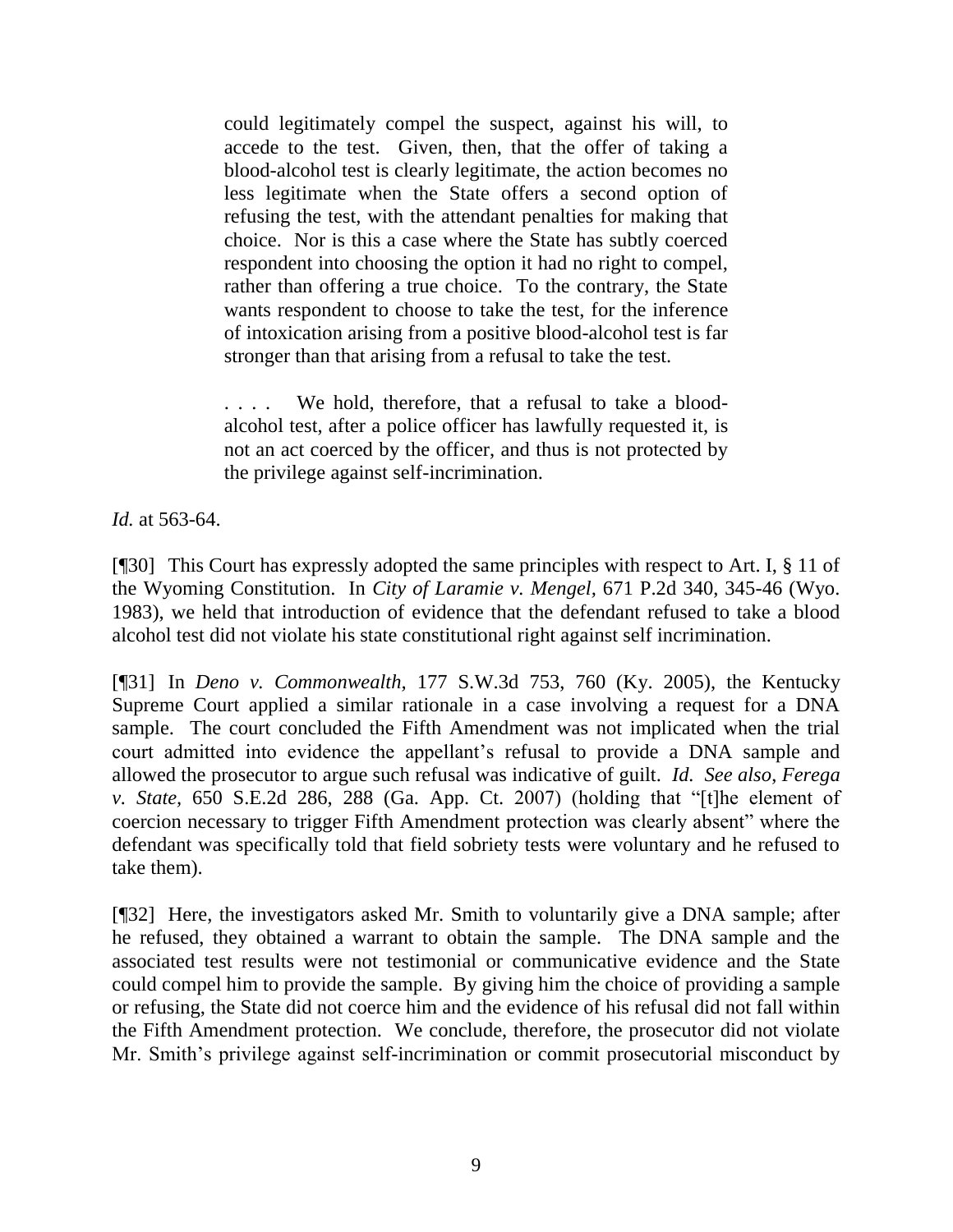> could legitimately compel the suspect, against his will, to accede to the test. Given, then, that the offer of taking a blood-alcohol test is clearly legitimate, the action becomes no less legitimate when the State offers a second option of refusing the test, with the attendant penalties for making that choice. Nor is this a case where the State has subtly coerced respondent into choosing the option it had no right to compel, rather than offering a true choice. To the contrary, the State wants respondent to choose to take the test, for the inference of intoxication arising from a positive blood-alcohol test is far stronger than that arising from a refusal to take the test.
>
> . . . . We hold, therefore, that a refusal to take a blood-alcohol test, after a police officer has lawfully requested it, is not an act coerced by the officer, and thus is not protected by the privilege against self-incrimination.

*Id.* at 563-64.

[¶30] This Court has expressly adopted the same principles with respect to Art. I, § 11 of the Wyoming Constitution. In *City of Laramie v. Mengel,* 671 P.2d 340, 345-46 (Wyo. 1983), we held that introduction of evidence that the defendant refused to take a blood alcohol test did not violate his state constitutional right against self incrimination.

[¶31] In *Deno v. Commonwealth,* 177 S.W.3d 753, 760 (Ky. 2005), the Kentucky Supreme Court applied a similar rationale in a case involving a request for a DNA sample. The court concluded the Fifth Amendment was not implicated when the trial court admitted into evidence the appellant's refusal to provide a DNA sample and allowed the prosecutor to argue such refusal was indicative of guilt. *Id. See also*, *Ferega v. State*, 650 S.E.2d 286, 288 (Ga. App. Ct. 2007) (holding that "[t]he element of coercion necessary to trigger Fifth Amendment protection was clearly absent" where the defendant was specifically told that field sobriety tests were voluntary and he refused to take them).

[¶32] Here, the investigators asked Mr. Smith to voluntarily give a DNA sample; after he refused, they obtained a warrant to obtain the sample. The DNA sample and the associated test results were not testimonial or communicative evidence and the State could compel him to provide the sample. By giving him the choice of providing a sample or refusing, the State did not coerce him and the evidence of his refusal did not fall within the Fifth Amendment protection. We conclude, therefore, the prosecutor did not violate Mr. Smith's privilege against self-incrimination or commit prosecutorial misconduct by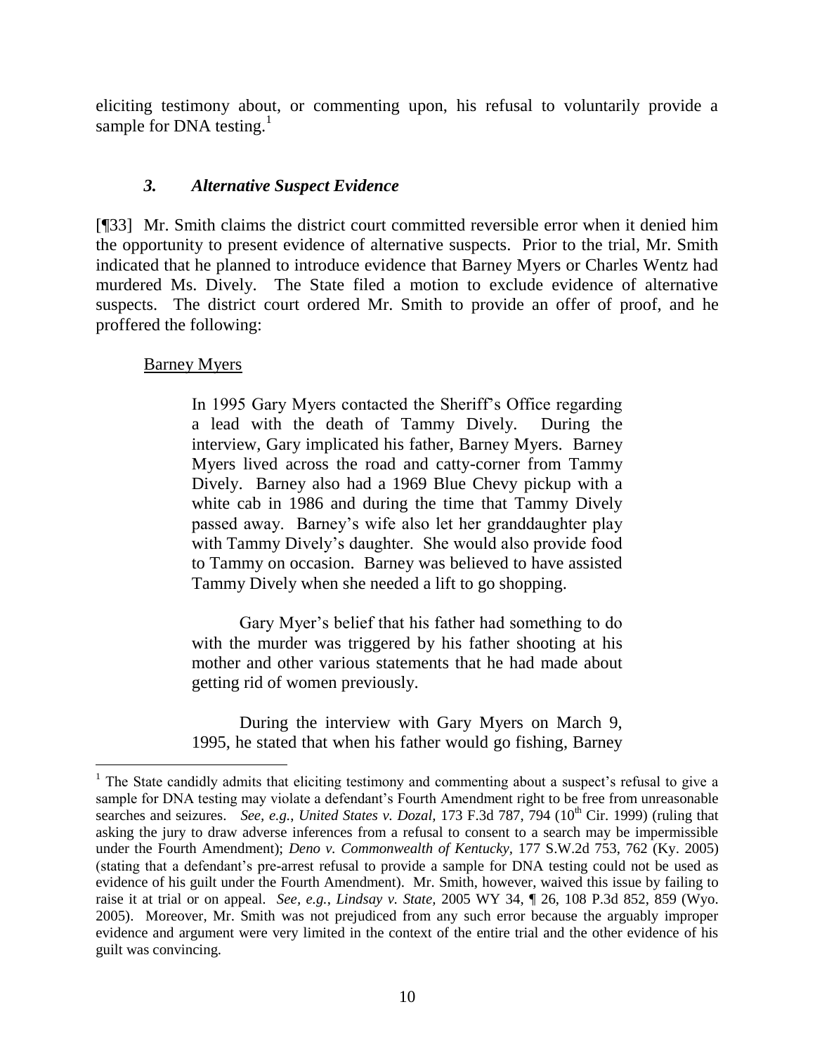eliciting testimony about, or commenting upon, his refusal to voluntarily provide a sample for DNA testing.[1]

### *3. Alternative Suspect Evidence*

[¶33] Mr. Smith claims the district court committed reversible error when it denied him the opportunity to present evidence of alternative suspects. Prior to the trial, Mr. Smith indicated that he planned to introduce evidence that Barney Myers or Charles Wentz had murdered Ms. Dively. The State filed a motion to exclude evidence of alternative suspects. The district court ordered Mr. Smith to provide an offer of proof, and he proffered the following:

Barney Myers

> In 1995 Gary Myers contacted the Sheriff's Office regarding a lead with the death of Tammy Dively. During the interview, Gary implicated his father, Barney Myers. Barney Myers lived across the road and catty-corner from Tammy Dively. Barney also had a 1969 Blue Chevy pickup with a white cab in 1986 and during the time that Tammy Dively passed away. Barney's wife also let her granddaughter play with Tammy Dively's daughter. She would also provide food to Tammy on occasion. Barney was believed to have assisted Tammy Dively when she needed a lift to go shopping.
>
> Gary Myer's belief that his father had something to do with the murder was triggered by his father shooting at his mother and other various statements that he had made about getting rid of women previously.
>
> During the interview with Gary Myers on March 9, 1995, he stated that when his father would go fishing, Barney

[1] The State candidly admits that eliciting testimony and commenting about a suspect's refusal to give a sample for DNA testing may violate a defendant's Fourth Amendment right to be free from unreasonable searches and seizures. *See, e.g., United States v. Dozal,* 173 F.3d 787, 794 (10th Cir. 1999) (ruling that asking the jury to draw adverse inferences from a refusal to consent to a search may be impermissible under the Fourth Amendment); *Deno v. Commonwealth of Kentucky,* 177 S.W.2d 753, 762 (Ky. 2005) (stating that a defendant's pre-arrest refusal to provide a sample for DNA testing could not be used as evidence of his guilt under the Fourth Amendment). Mr. Smith, however, waived this issue by failing to raise it at trial or on appeal. *See, e.g., Lindsay v. State,* 2005 WY 34, ¶ 26, 108 P.3d 852, 859 (Wyo. 2005). Moreover, Mr. Smith was not prejudiced from any such error because the arguably improper evidence and argument were very limited in the context of the entire trial and the other evidence of his guilt was convincing.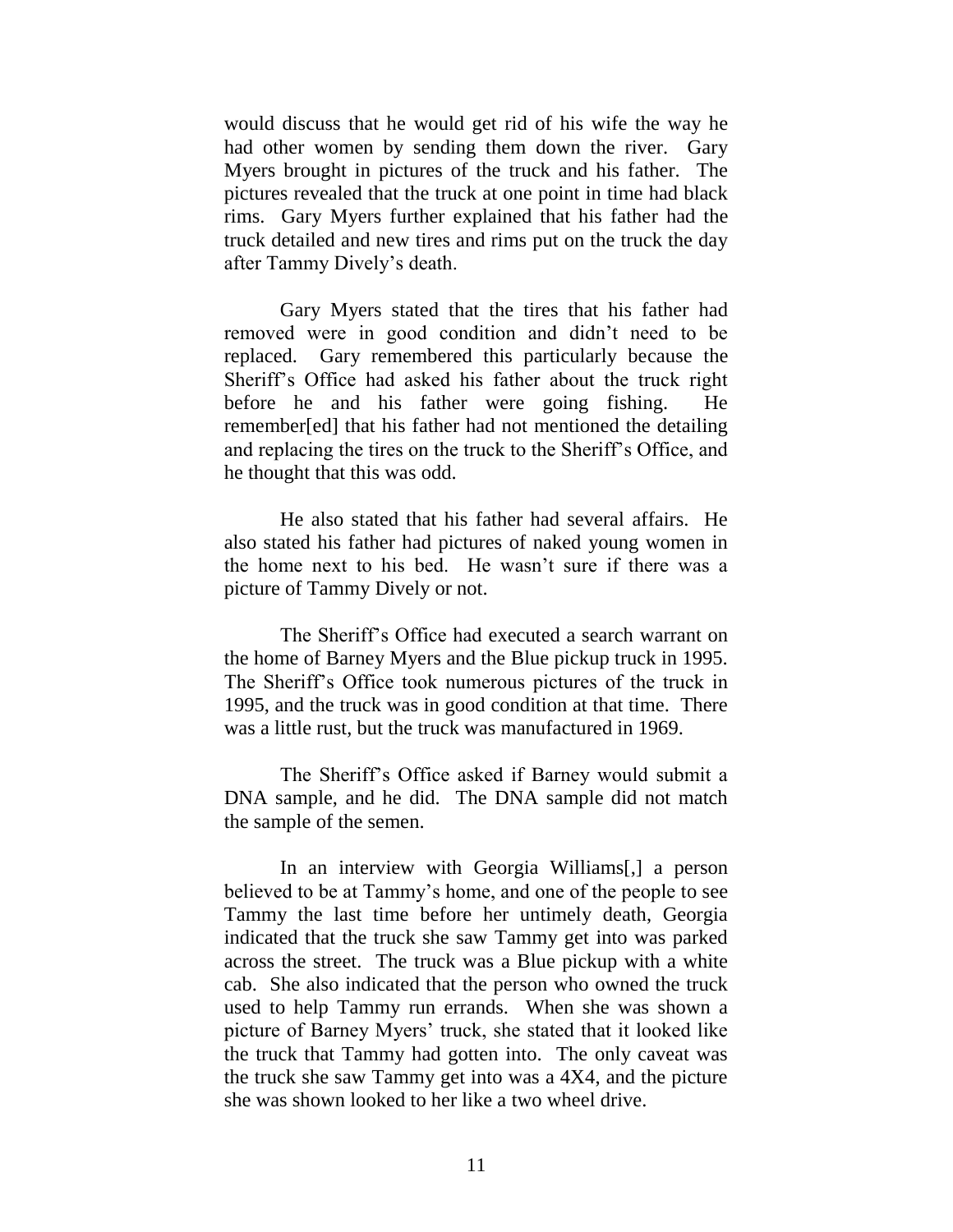would discuss that he would get rid of his wife the way he had other women by sending them down the river. Gary Myers brought in pictures of the truck and his father. The pictures revealed that the truck at one point in time had black rims. Gary Myers further explained that his father had the truck detailed and new tires and rims put on the truck the day after Tammy Dively's death.

Gary Myers stated that the tires that his father had removed were in good condition and didn't need to be replaced. Gary remembered this particularly because the Sheriff's Office had asked his father about the truck right before he and his father were going fishing. He remember[ed] that his father had not mentioned the detailing and replacing the tires on the truck to the Sheriff's Office, and he thought that this was odd.

He also stated that his father had several affairs. He also stated his father had pictures of naked young women in the home next to his bed. He wasn't sure if there was a picture of Tammy Dively or not.

The Sheriff's Office had executed a search warrant on the home of Barney Myers and the Blue pickup truck in 1995. The Sheriff's Office took numerous pictures of the truck in 1995, and the truck was in good condition at that time. There was a little rust, but the truck was manufactured in 1969.

The Sheriff's Office asked if Barney would submit a DNA sample, and he did. The DNA sample did not match the sample of the semen.

In an interview with Georgia Williams[,] a person believed to be at Tammy's home, and one of the people to see Tammy the last time before her untimely death, Georgia indicated that the truck she saw Tammy get into was parked across the street. The truck was a Blue pickup with a white cab. She also indicated that the person who owned the truck used to help Tammy run errands. When she was shown a picture of Barney Myers' truck, she stated that it looked like the truck that Tammy had gotten into. The only caveat was the truck she saw Tammy get into was a 4X4, and the picture she was shown looked to her like a two wheel drive.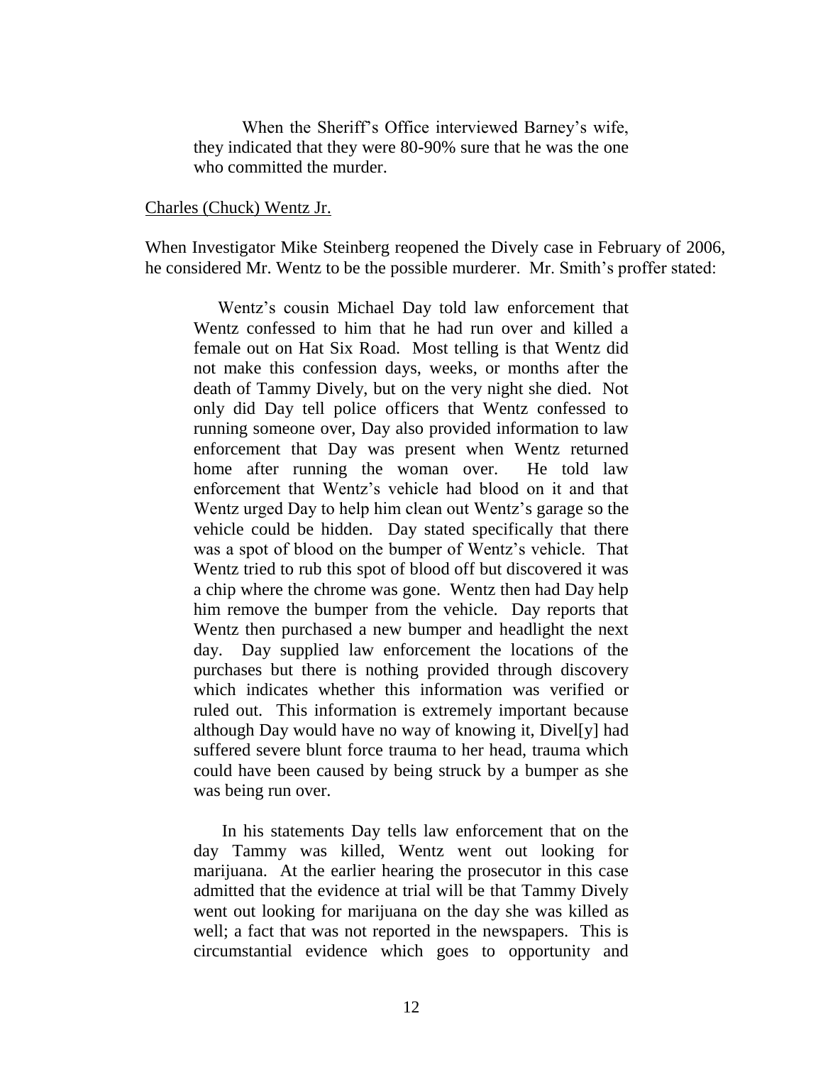> When the Sheriff's Office interviewed Barney's wife, they indicated that they were 80-90% sure that he was the one who committed the murder.

<u>Charles (Chuck) Wentz Jr.</u>

When Investigator Mike Steinberg reopened the Dively case in February of 2006, he considered Mr. Wentz to be the possible murderer. Mr. Smith's proffer stated:

> Wentz's cousin Michael Day told law enforcement that Wentz confessed to him that he had run over and killed a female out on Hat Six Road. Most telling is that Wentz did not make this confession days, weeks, or months after the death of Tammy Dively, but on the very night she died. Not only did Day tell police officers that Wentz confessed to running someone over, Day also provided information to law enforcement that Day was present when Wentz returned home after running the woman over. He told law enforcement that Wentz's vehicle had blood on it and that Wentz urged Day to help him clean out Wentz's garage so the vehicle could be hidden. Day stated specifically that there was a spot of blood on the bumper of Wentz's vehicle. That Wentz tried to rub this spot of blood off but discovered it was a chip where the chrome was gone. Wentz then had Day help him remove the bumper from the vehicle. Day reports that Wentz then purchased a new bumper and headlight the next day. Day supplied law enforcement the locations of the purchases but there is nothing provided through discovery which indicates whether this information was verified or ruled out. This information is extremely important because although Day would have no way of knowing it, Divel[y] had suffered severe blunt force trauma to her head, trauma which could have been caused by being struck by a bumper as she was being run over.
>
> In his statements Day tells law enforcement that on the day Tammy was killed, Wentz went out looking for marijuana. At the earlier hearing the prosecutor in this case admitted that the evidence at trial will be that Tammy Dively went out looking for marijuana on the day she was killed as well; a fact that was not reported in the newspapers. This is circumstantial evidence which goes to opportunity and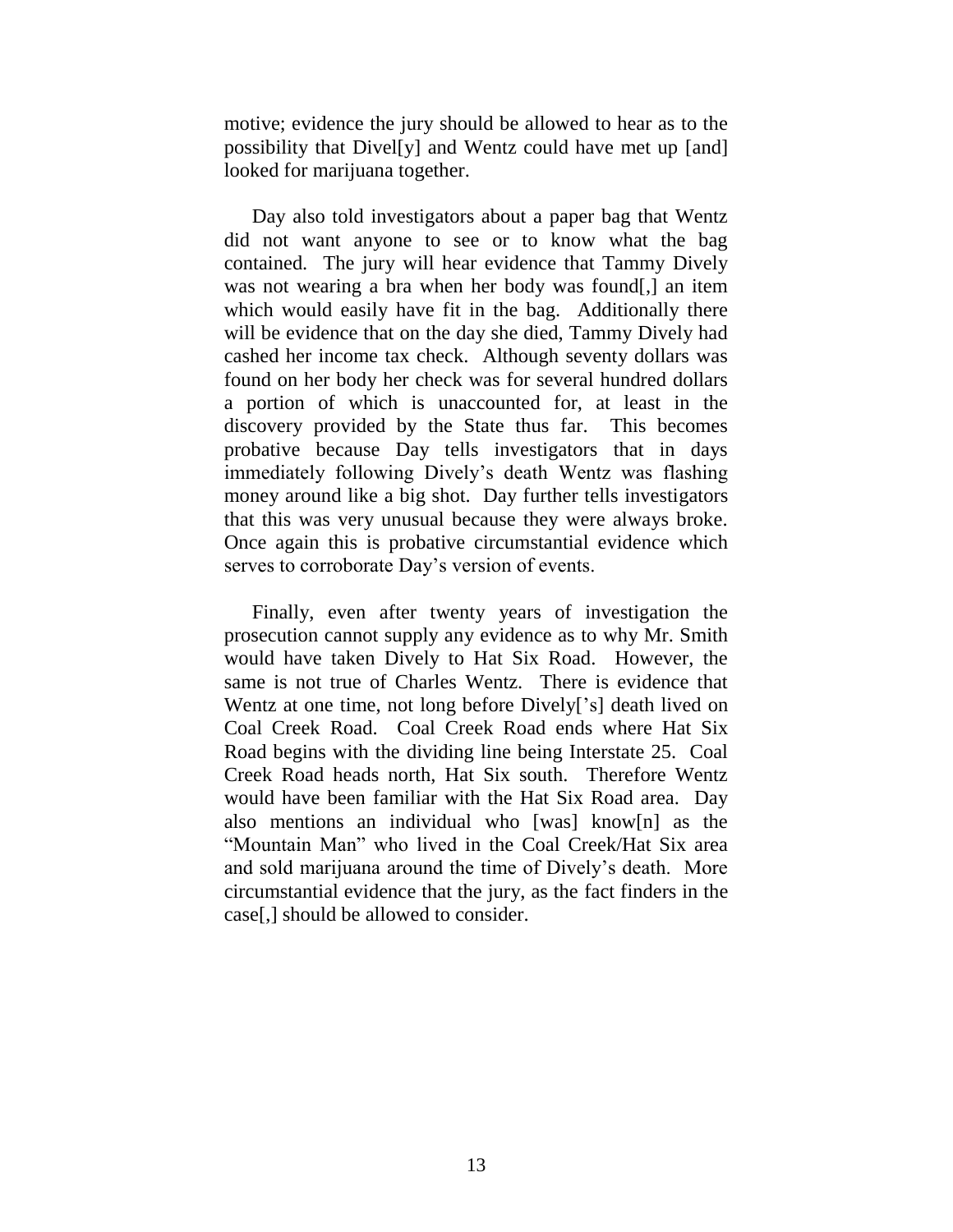motive; evidence the jury should be allowed to hear as to the possibility that Divel[y] and Wentz could have met up [and] looked for marijuana together.

Day also told investigators about a paper bag that Wentz did not want anyone to see or to know what the bag contained. The jury will hear evidence that Tammy Dively was not wearing a bra when her body was found[,] an item which would easily have fit in the bag. Additionally there will be evidence that on the day she died, Tammy Dively had cashed her income tax check. Although seventy dollars was found on her body her check was for several hundred dollars a portion of which is unaccounted for, at least in the discovery provided by the State thus far. This becomes probative because Day tells investigators that in days immediately following Dively's death Wentz was flashing money around like a big shot. Day further tells investigators that this was very unusual because they were always broke. Once again this is probative circumstantial evidence which serves to corroborate Day's version of events.

Finally, even after twenty years of investigation the prosecution cannot supply any evidence as to why Mr. Smith would have taken Dively to Hat Six Road. However, the same is not true of Charles Wentz. There is evidence that Wentz at one time, not long before Dively['s] death lived on Coal Creek Road. Coal Creek Road ends where Hat Six Road begins with the dividing line being Interstate 25. Coal Creek Road heads north, Hat Six south. Therefore Wentz would have been familiar with the Hat Six Road area. Day also mentions an individual who [was] know[n] as the "Mountain Man" who lived in the Coal Creek/Hat Six area and sold marijuana around the time of Dively's death. More circumstantial evidence that the jury, as the fact finders in the case[,] should be allowed to consider.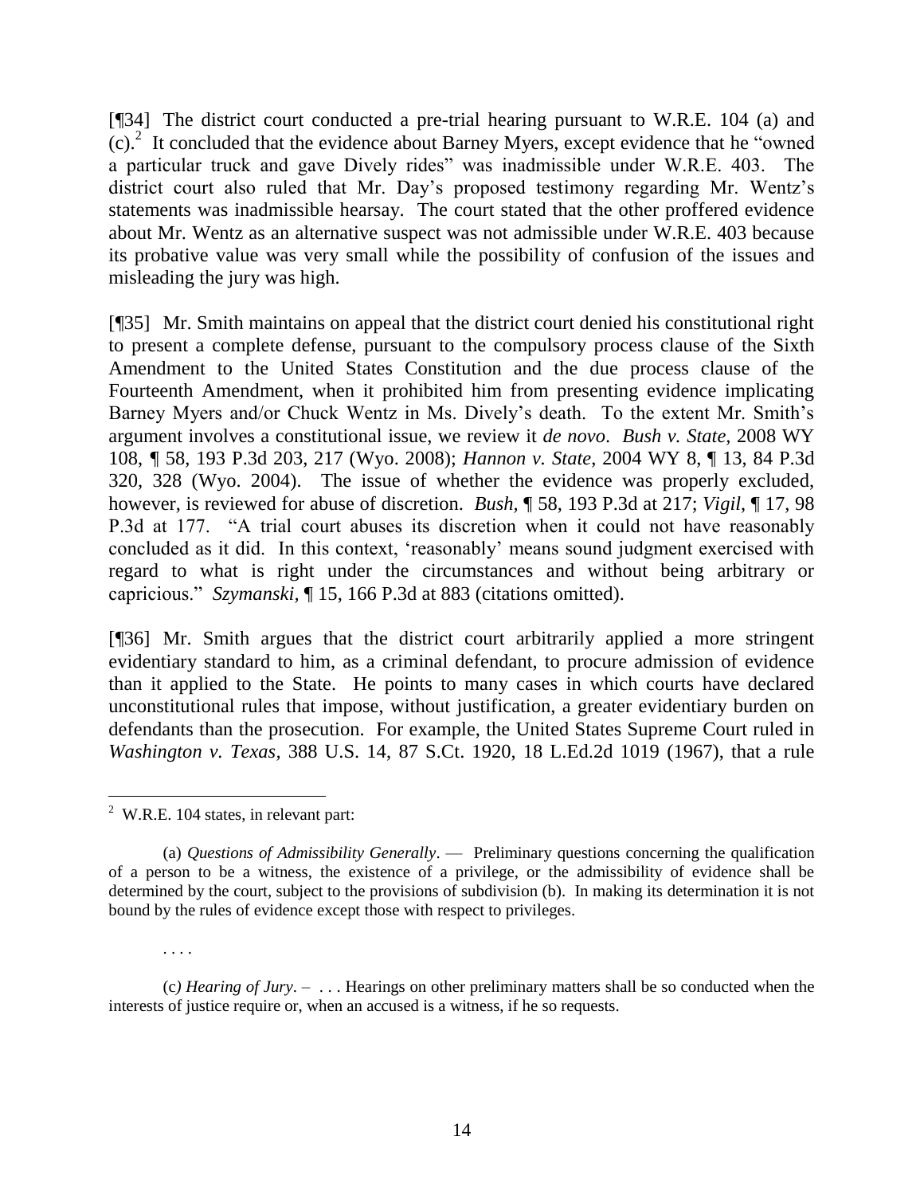[¶34] The district court conducted a pre-trial hearing pursuant to W.R.E. 104 (a) and (c).[2] It concluded that the evidence about Barney Myers, except evidence that he "owned a particular truck and gave Dively rides" was inadmissible under W.R.E. 403. The district court also ruled that Mr. Day's proposed testimony regarding Mr. Wentz's statements was inadmissible hearsay. The court stated that the other proffered evidence about Mr. Wentz as an alternative suspect was not admissible under W.R.E. 403 because its probative value was very small while the possibility of confusion of the issues and misleading the jury was high.

[¶35] Mr. Smith maintains on appeal that the district court denied his constitutional right to present a complete defense, pursuant to the compulsory process clause of the Sixth Amendment to the United States Constitution and the due process clause of the Fourteenth Amendment, when it prohibited him from presenting evidence implicating Barney Myers and/or Chuck Wentz in Ms. Dively's death. To the extent Mr. Smith's argument involves a constitutional issue, we review it *de novo*. *Bush v. State*, 2008 WY 108, ¶ 58, 193 P.3d 203, 217 (Wyo. 2008); *Hannon v. State*, 2004 WY 8, ¶ 13, 84 P.3d 320, 328 (Wyo. 2004). The issue of whether the evidence was properly excluded, however, is reviewed for abuse of discretion. *Bush*, ¶ 58, 193 P.3d at 217; *Vigil*, ¶ 17, 98 P.3d at 177. "A trial court abuses its discretion when it could not have reasonably concluded as it did. In this context, 'reasonably' means sound judgment exercised with regard to what is right under the circumstances and without being arbitrary or capricious." *Szymanski*, ¶ 15, 166 P.3d at 883 (citations omitted).

[¶36] Mr. Smith argues that the district court arbitrarily applied a more stringent evidentiary standard to him, as a criminal defendant, to procure admission of evidence than it applied to the State. He points to many cases in which courts have declared unconstitutional rules that impose, without justification, a greater evidentiary burden on defendants than the prosecution. For example, the United States Supreme Court ruled in *Washington v. Texas*, 388 U.S. 14, 87 S.Ct. 1920, 18 L.Ed.2d 1019 (1967), that a rule

---

[2] W.R.E. 104 states, in relevant part:

> (a) *Questions of Admissibility Generally*. — Preliminary questions concerning the qualification of a person to be a witness, the existence of a privilege, or the admissibility of evidence shall be determined by the court, subject to the provisions of subdivision (b). In making its determination it is not bound by the rules of evidence except those with respect to privileges.
>
> . . . .
>
> (c) *Hearing of Jury*. – . . . Hearings on other preliminary matters shall be so conducted when the interests of justice require or, when an accused is a witness, if he so requests.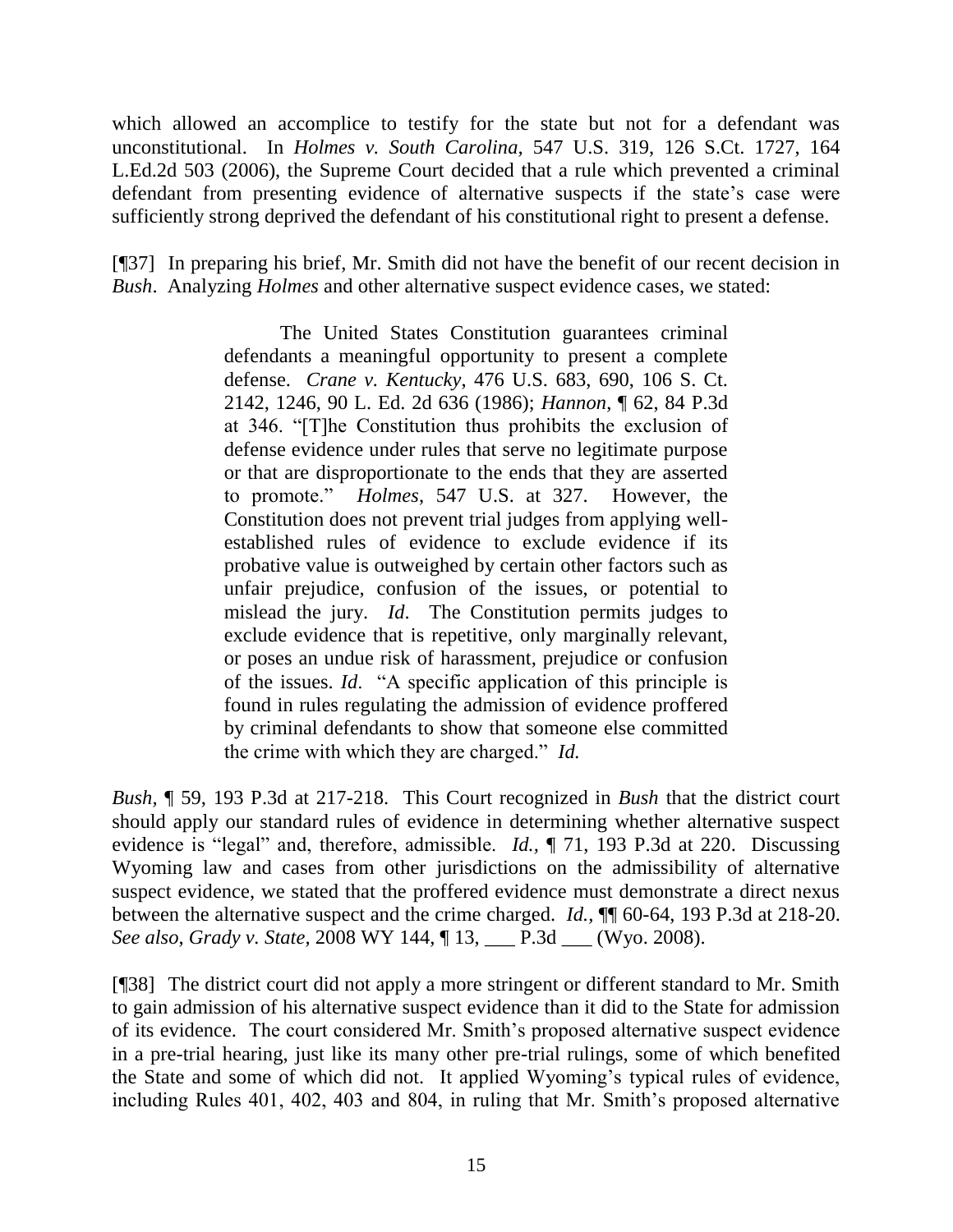which allowed an accomplice to testify for the state but not for a defendant was unconstitutional. In *Holmes v. South Carolina*, 547 U.S. 319, 126 S.Ct. 1727, 164 L.Ed.2d 503 (2006), the Supreme Court decided that a rule which prevented a criminal defendant from presenting evidence of alternative suspects if the state's case were sufficiently strong deprived the defendant of his constitutional right to present a defense.

[¶37] In preparing his brief, Mr. Smith did not have the benefit of our recent decision in *Bush*. Analyzing *Holmes* and other alternative suspect evidence cases, we stated:

> The United States Constitution guarantees criminal defendants a meaningful opportunity to present a complete defense. *Crane v. Kentucky*, 476 U.S. 683, 690, 106 S. Ct. 2142, 1246, 90 L. Ed. 2d 636 (1986); *Hannon*, ¶ 62, 84 P.3d at 346. "[T]he Constitution thus prohibits the exclusion of defense evidence under rules that serve no legitimate purpose or that are disproportionate to the ends that they are asserted to promote." *Holmes*, 547 U.S. at 327. However, the Constitution does not prevent trial judges from applying well-established rules of evidence to exclude evidence if its probative value is outweighed by certain other factors such as unfair prejudice, confusion of the issues, or potential to mislead the jury. *Id*. The Constitution permits judges to exclude evidence that is repetitive, only marginally relevant, or poses an undue risk of harassment, prejudice or confusion of the issues. *Id*. "A specific application of this principle is found in rules regulating the admission of evidence proffered by criminal defendants to show that someone else committed the crime with which they are charged." *Id.*

*Bush*, ¶ 59, 193 P.3d at 217-218. This Court recognized in *Bush* that the district court should apply our standard rules of evidence in determining whether alternative suspect evidence is "legal" and, therefore, admissible. *Id.*, ¶ 71, 193 P.3d at 220. Discussing Wyoming law and cases from other jurisdictions on the admissibility of alternative suspect evidence, we stated that the proffered evidence must demonstrate a direct nexus between the alternative suspect and the crime charged. *Id.*, ¶¶ 60-64, 193 P.3d at 218-20. *See also*, *Grady v. State*, 2008 WY 144, ¶ 13, ___ P.3d ___ (Wyo. 2008).

[¶38] The district court did not apply a more stringent or different standard to Mr. Smith to gain admission of his alternative suspect evidence than it did to the State for admission of its evidence. The court considered Mr. Smith's proposed alternative suspect evidence in a pre-trial hearing, just like its many other pre-trial rulings, some of which benefited the State and some of which did not. It applied Wyoming's typical rules of evidence, including Rules 401, 402, 403 and 804, in ruling that Mr. Smith's proposed alternative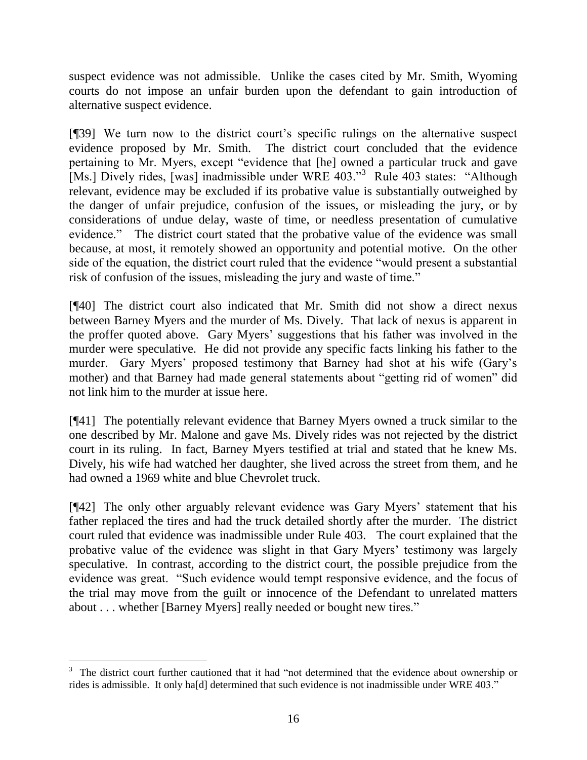suspect evidence was not admissible. Unlike the cases cited by Mr. Smith, Wyoming courts do not impose an unfair burden upon the defendant to gain introduction of alternative suspect evidence.

[¶39] We turn now to the district court's specific rulings on the alternative suspect evidence proposed by Mr. Smith. The district court concluded that the evidence pertaining to Mr. Myers, except "evidence that [he] owned a particular truck and gave [Ms.] Dively rides, [was] inadmissible under WRE 403."[3] Rule 403 states: "Although relevant, evidence may be excluded if its probative value is substantially outweighed by the danger of unfair prejudice, confusion of the issues, or misleading the jury, or by considerations of undue delay, waste of time, or needless presentation of cumulative evidence." The district court stated that the probative value of the evidence was small because, at most, it remotely showed an opportunity and potential motive. On the other side of the equation, the district court ruled that the evidence "would present a substantial risk of confusion of the issues, misleading the jury and waste of time."

[¶40] The district court also indicated that Mr. Smith did not show a direct nexus between Barney Myers and the murder of Ms. Dively. That lack of nexus is apparent in the proffer quoted above. Gary Myers' suggestions that his father was involved in the murder were speculative. He did not provide any specific facts linking his father to the murder. Gary Myers' proposed testimony that Barney had shot at his wife (Gary's mother) and that Barney had made general statements about "getting rid of women" did not link him to the murder at issue here.

[¶41] The potentially relevant evidence that Barney Myers owned a truck similar to the one described by Mr. Malone and gave Ms. Dively rides was not rejected by the district court in its ruling. In fact, Barney Myers testified at trial and stated that he knew Ms. Dively, his wife had watched her daughter, she lived across the street from them, and he had owned a 1969 white and blue Chevrolet truck.

[¶42] The only other arguably relevant evidence was Gary Myers' statement that his father replaced the tires and had the truck detailed shortly after the murder. The district court ruled that evidence was inadmissible under Rule 403. The court explained that the probative value of the evidence was slight in that Gary Myers' testimony was largely speculative. In contrast, according to the district court, the possible prejudice from the evidence was great. "Such evidence would tempt responsive evidence, and the focus of the trial may move from the guilt or innocence of the Defendant to unrelated matters about . . . whether [Barney Myers] really needed or bought new tires."

---

[3] The district court further cautioned that it had "not determined that the evidence about ownership or rides is admissible. It only ha[d] determined that such evidence is not inadmissible under WRE 403."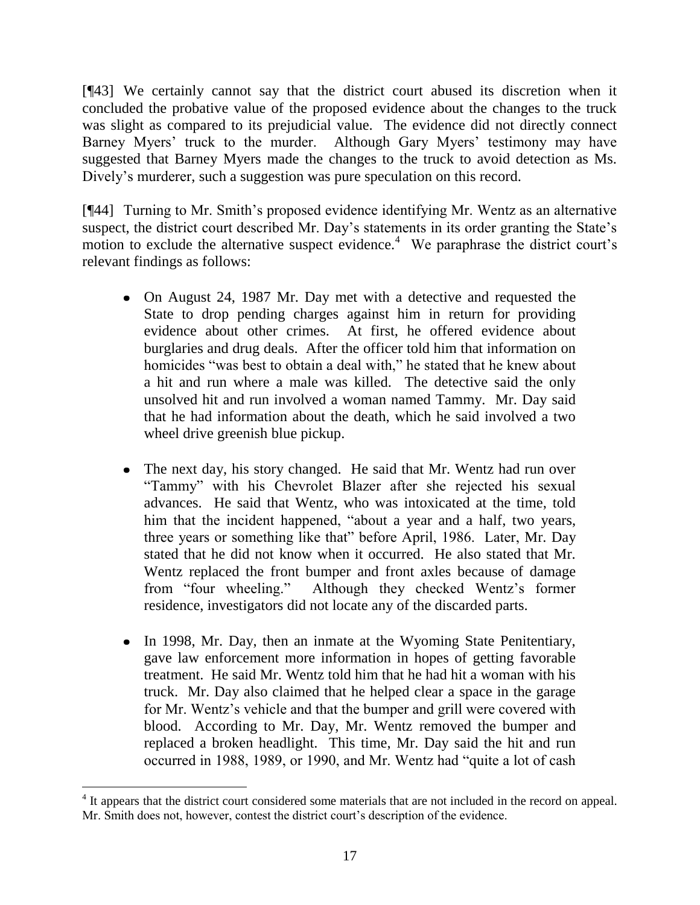[¶43] We certainly cannot say that the district court abused its discretion when it concluded the probative value of the proposed evidence about the changes to the truck was slight as compared to its prejudicial value. The evidence did not directly connect Barney Myers' truck to the murder. Although Gary Myers' testimony may have suggested that Barney Myers made the changes to the truck to avoid detection as Ms. Dively's murderer, such a suggestion was pure speculation on this record.

[¶44] Turning to Mr. Smith's proposed evidence identifying Mr. Wentz as an alternative suspect, the district court described Mr. Day's statements in its order granting the State's motion to exclude the alternative suspect evidence.[4] We paraphrase the district court's relevant findings as follows:

- On August 24, 1987 Mr. Day met with a detective and requested the State to drop pending charges against him in return for providing evidence about other crimes. At first, he offered evidence about burglaries and drug deals. After the officer told him that information on homicides "was best to obtain a deal with," he stated that he knew about a hit and run where a male was killed. The detective said the only unsolved hit and run involved a woman named Tammy. Mr. Day said that he had information about the death, which he said involved a two wheel drive greenish blue pickup.

- The next day, his story changed. He said that Mr. Wentz had run over "Tammy" with his Chevrolet Blazer after she rejected his sexual advances. He said that Wentz, who was intoxicated at the time, told him that the incident happened, "about a year and a half, two years, three years or something like that" before April, 1986. Later, Mr. Day stated that he did not know when it occurred. He also stated that Mr. Wentz replaced the front bumper and front axles because of damage from "four wheeling." Although they checked Wentz's former residence, investigators did not locate any of the discarded parts.

- In 1998, Mr. Day, then an inmate at the Wyoming State Penitentiary, gave law enforcement more information in hopes of getting favorable treatment. He said Mr. Wentz told him that he had hit a woman with his truck. Mr. Day also claimed that he helped clear a space in the garage for Mr. Wentz's vehicle and that the bumper and grill were covered with blood. According to Mr. Day, Mr. Wentz removed the bumper and replaced a broken headlight. This time, Mr. Day said the hit and run occurred in 1988, 1989, or 1990, and Mr. Wentz had "quite a lot of cash

[4] It appears that the district court considered some materials that are not included in the record on appeal. Mr. Smith does not, however, contest the district court's description of the evidence.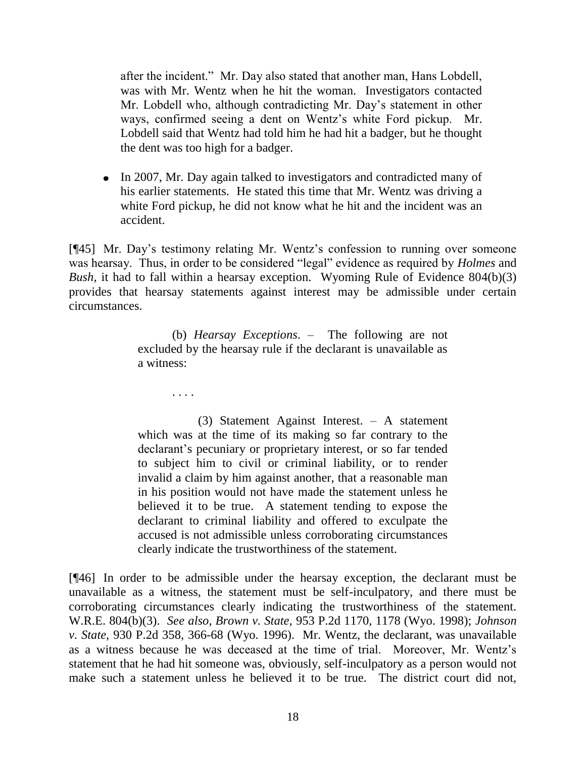after the incident." Mr. Day also stated that another man, Hans Lobdell, was with Mr. Wentz when he hit the woman. Investigators contacted Mr. Lobdell who, although contradicting Mr. Day's statement in other ways, confirmed seeing a dent on Wentz's white Ford pickup. Mr. Lobdell said that Wentz had told him he had hit a badger, but he thought the dent was too high for a badger.

- In 2007, Mr. Day again talked to investigators and contradicted many of his earlier statements. He stated this time that Mr. Wentz was driving a white Ford pickup, he did not know what he hit and the incident was an accident.

[¶45] Mr. Day's testimony relating Mr. Wentz's confession to running over someone was hearsay. Thus, in order to be considered "legal" evidence as required by *Holmes* and *Bush,* it had to fall within a hearsay exception. Wyoming Rule of Evidence 804(b)(3) provides that hearsay statements against interest may be admissible under certain circumstances.

> (b) *Hearsay Exceptions*. – The following are not excluded by the hearsay rule if the declarant is unavailable as a witness:
>
> . . . .
>
> (3) Statement Against Interest. – A statement which was at the time of its making so far contrary to the declarant's pecuniary or proprietary interest, or so far tended to subject him to civil or criminal liability, or to render invalid a claim by him against another, that a reasonable man in his position would not have made the statement unless he believed it to be true. A statement tending to expose the declarant to criminal liability and offered to exculpate the accused is not admissible unless corroborating circumstances clearly indicate the trustworthiness of the statement.

[¶46] In order to be admissible under the hearsay exception, the declarant must be unavailable as a witness, the statement must be self-inculpatory, and there must be corroborating circumstances clearly indicating the trustworthiness of the statement. W.R.E. 804(b)(3). *See also, Brown v. State,* 953 P.2d 1170, 1178 (Wyo. 1998); *Johnson v. State,* 930 P.2d 358, 366-68 (Wyo. 1996). Mr. Wentz, the declarant, was unavailable as a witness because he was deceased at the time of trial. Moreover, Mr. Wentz's statement that he had hit someone was, obviously, self-inculpatory as a person would not make such a statement unless he believed it to be true. The district court did not,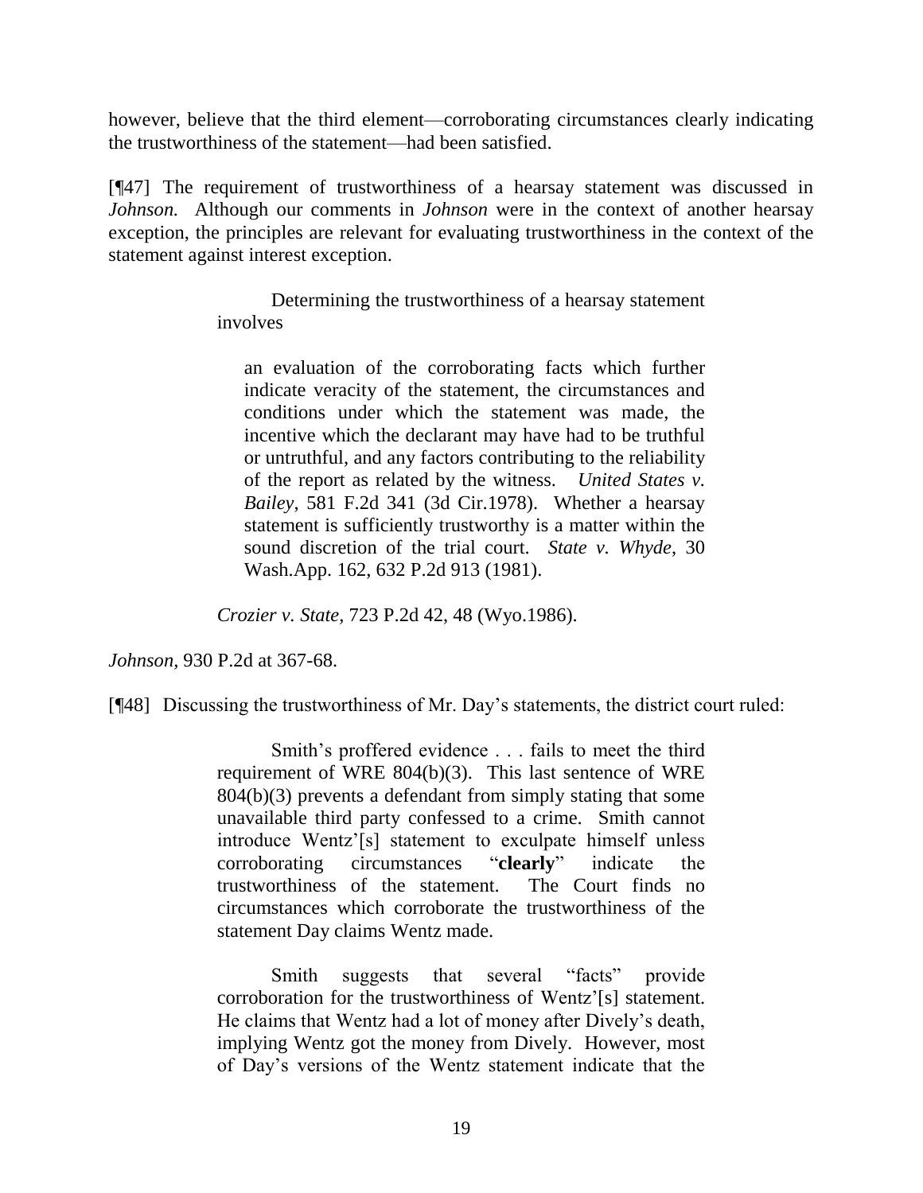however, believe that the third element—corroborating circumstances clearly indicating the trustworthiness of the statement—had been satisfied.

[¶47] The requirement of trustworthiness of a hearsay statement was discussed in *Johnson.* Although our comments in *Johnson* were in the context of another hearsay exception, the principles are relevant for evaluating trustworthiness in the context of the statement against interest exception.

> Determining the trustworthiness of a hearsay statement involves
>
> > an evaluation of the corroborating facts which further indicate veracity of the statement, the circumstances and conditions under which the statement was made, the incentive which the declarant may have had to be truthful or untruthful, and any factors contributing to the reliability of the report as related by the witness. *United States v. Bailey*, 581 F.2d 341 (3d Cir.1978). Whether a hearsay statement is sufficiently trustworthy is a matter within the sound discretion of the trial court. *State v. Whyde*, 30 Wash.App. 162, 632 P.2d 913 (1981).
>
> *Crozier v. State*, 723 P.2d 42, 48 (Wyo.1986).

*Johnson*, 930 P.2d at 367-68.

[¶48] Discussing the trustworthiness of Mr. Day's statements, the district court ruled:

> Smith's proffered evidence . . . fails to meet the third requirement of WRE 804(b)(3). This last sentence of WRE 804(b)(3) prevents a defendant from simply stating that some unavailable third party confessed to a crime. Smith cannot introduce Wentz'[s] statement to exculpate himself unless corroborating circumstances "**clearly**" indicate the trustworthiness of the statement. The Court finds no circumstances which corroborate the trustworthiness of the statement Day claims Wentz made.
>
> Smith suggests that several "facts" provide corroboration for the trustworthiness of Wentz'[s] statement. He claims that Wentz had a lot of money after Dively's death, implying Wentz got the money from Dively. However, most of Day's versions of the Wentz statement indicate that the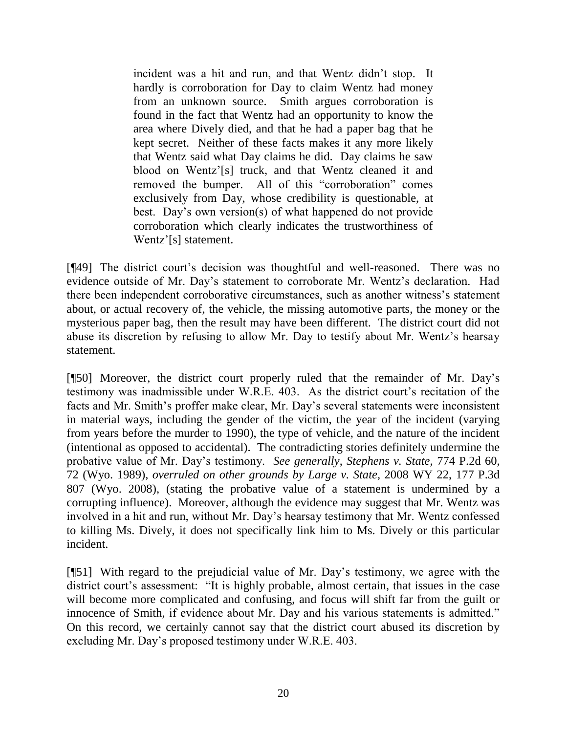> incident was a hit and run, and that Wentz didn't stop. It hardly is corroboration for Day to claim Wentz had money from an unknown source. Smith argues corroboration is found in the fact that Wentz had an opportunity to know the area where Dively died, and that he had a paper bag that he kept secret. Neither of these facts makes it any more likely that Wentz said what Day claims he did. Day claims he saw blood on Wentz'[s] truck, and that Wentz cleaned it and removed the bumper. All of this "corroboration" comes exclusively from Day, whose credibility is questionable, at best. Day's own version(s) of what happened do not provide corroboration which clearly indicates the trustworthiness of Wentz'[s] statement.

[¶49] The district court's decision was thoughtful and well-reasoned. There was no evidence outside of Mr. Day's statement to corroborate Mr. Wentz's declaration. Had there been independent corroborative circumstances, such as another witness's statement about, or actual recovery of, the vehicle, the missing automotive parts, the money or the mysterious paper bag, then the result may have been different. The district court did not abuse its discretion by refusing to allow Mr. Day to testify about Mr. Wentz's hearsay statement.

[¶50] Moreover, the district court properly ruled that the remainder of Mr. Day's testimony was inadmissible under W.R.E. 403. As the district court's recitation of the facts and Mr. Smith's proffer make clear, Mr. Day's several statements were inconsistent in material ways, including the gender of the victim, the year of the incident (varying from years before the murder to 1990), the type of vehicle, and the nature of the incident (intentional as opposed to accidental). The contradicting stories definitely undermine the probative value of Mr. Day's testimony. *See generally*, *Stephens v. State*, 774 P.2d 60, 72 (Wyo. 1989), *overruled on other grounds by Large v. State*, 2008 WY 22, 177 P.3d 807 (Wyo. 2008), (stating the probative value of a statement is undermined by a corrupting influence). Moreover, although the evidence may suggest that Mr. Wentz was involved in a hit and run, without Mr. Day's hearsay testimony that Mr. Wentz confessed to killing Ms. Dively, it does not specifically link him to Ms. Dively or this particular incident.

[¶51] With regard to the prejudicial value of Mr. Day's testimony, we agree with the district court's assessment: "It is highly probable, almost certain, that issues in the case will become more complicated and confusing, and focus will shift far from the guilt or innocence of Smith, if evidence about Mr. Day and his various statements is admitted." On this record, we certainly cannot say that the district court abused its discretion by excluding Mr. Day's proposed testimony under W.R.E. 403.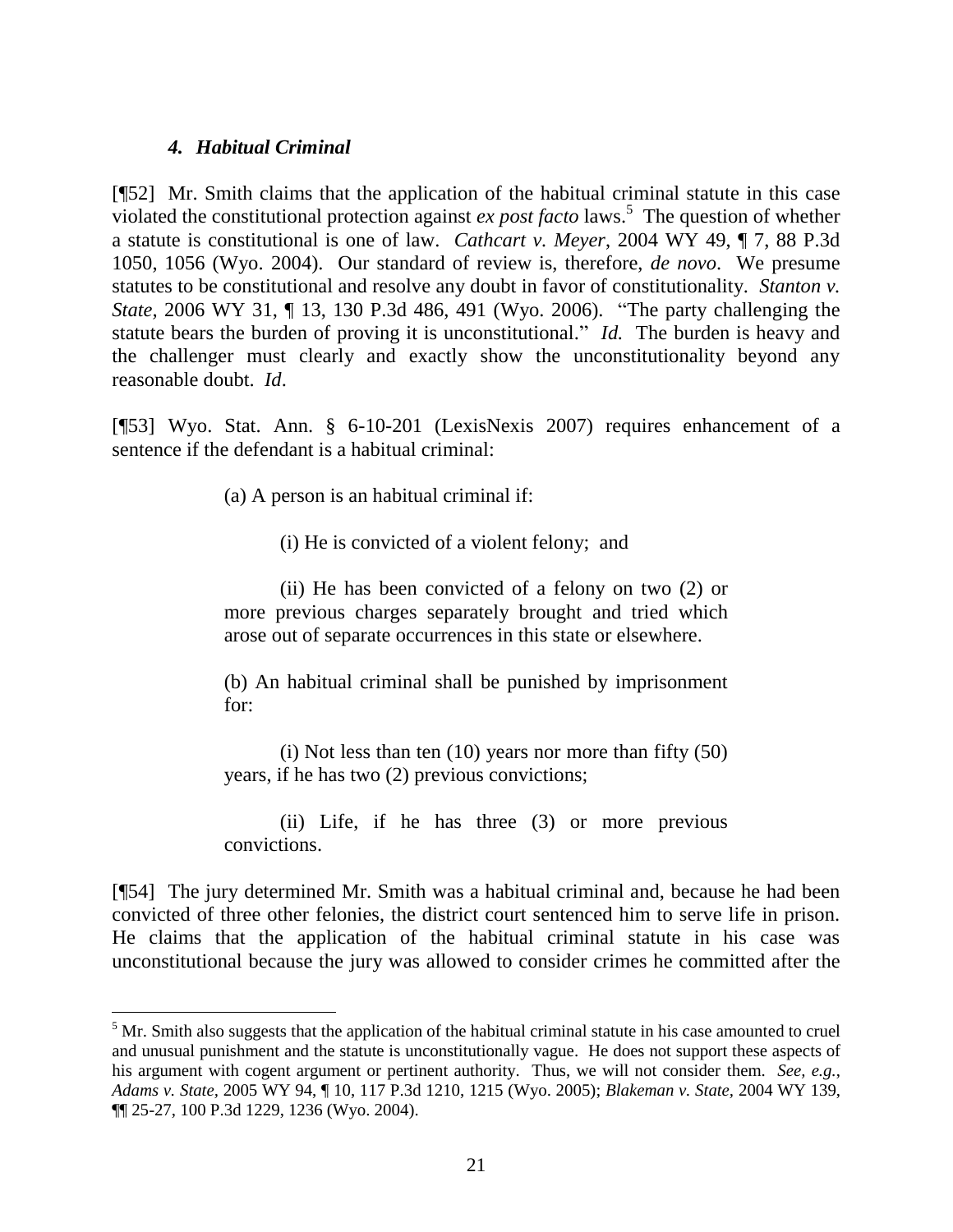### *4. Habitual Criminal*

[¶52] Mr. Smith claims that the application of the habitual criminal statute in this case violated the constitutional protection against *ex post facto* laws.[5] The question of whether a statute is constitutional is one of law. *Cathcart v. Meyer*, 2004 WY 49, ¶ 7, 88 P.3d 1050, 1056 (Wyo. 2004). Our standard of review is, therefore, *de novo*. We presume statutes to be constitutional and resolve any doubt in favor of constitutionality. *Stanton v. State*, 2006 WY 31, ¶ 13, 130 P.3d 486, 491 (Wyo. 2006). "The party challenging the statute bears the burden of proving it is unconstitutional." *Id.* The burden is heavy and the challenger must clearly and exactly show the unconstitutionality beyond any reasonable doubt. *Id*.

[¶53] Wyo. Stat. Ann. § 6-10-201 (LexisNexis 2007) requires enhancement of a sentence if the defendant is a habitual criminal:

> (a) A person is an habitual criminal if:
>
> (i) He is convicted of a violent felony; and
>
> (ii) He has been convicted of a felony on two (2) or more previous charges separately brought and tried which arose out of separate occurrences in this state or elsewhere.
>
> (b) An habitual criminal shall be punished by imprisonment for:
>
> (i) Not less than ten (10) years nor more than fifty (50) years, if he has two (2) previous convictions;
>
> (ii) Life, if he has three (3) or more previous convictions.

[¶54] The jury determined Mr. Smith was a habitual criminal and, because he had been convicted of three other felonies, the district court sentenced him to serve life in prison. He claims that the application of the habitual criminal statute in his case was unconstitutional because the jury was allowed to consider crimes he committed after the

---

[5] Mr. Smith also suggests that the application of the habitual criminal statute in his case amounted to cruel and unusual punishment and the statute is unconstitutionally vague. He does not support these aspects of his argument with cogent argument or pertinent authority. Thus, we will not consider them. *See, e.g.*, *Adams v. State*, 2005 WY 94, ¶ 10, 117 P.3d 1210, 1215 (Wyo. 2005); *Blakeman v. State*, 2004 WY 139, ¶¶ 25-27, 100 P.3d 1229, 1236 (Wyo. 2004).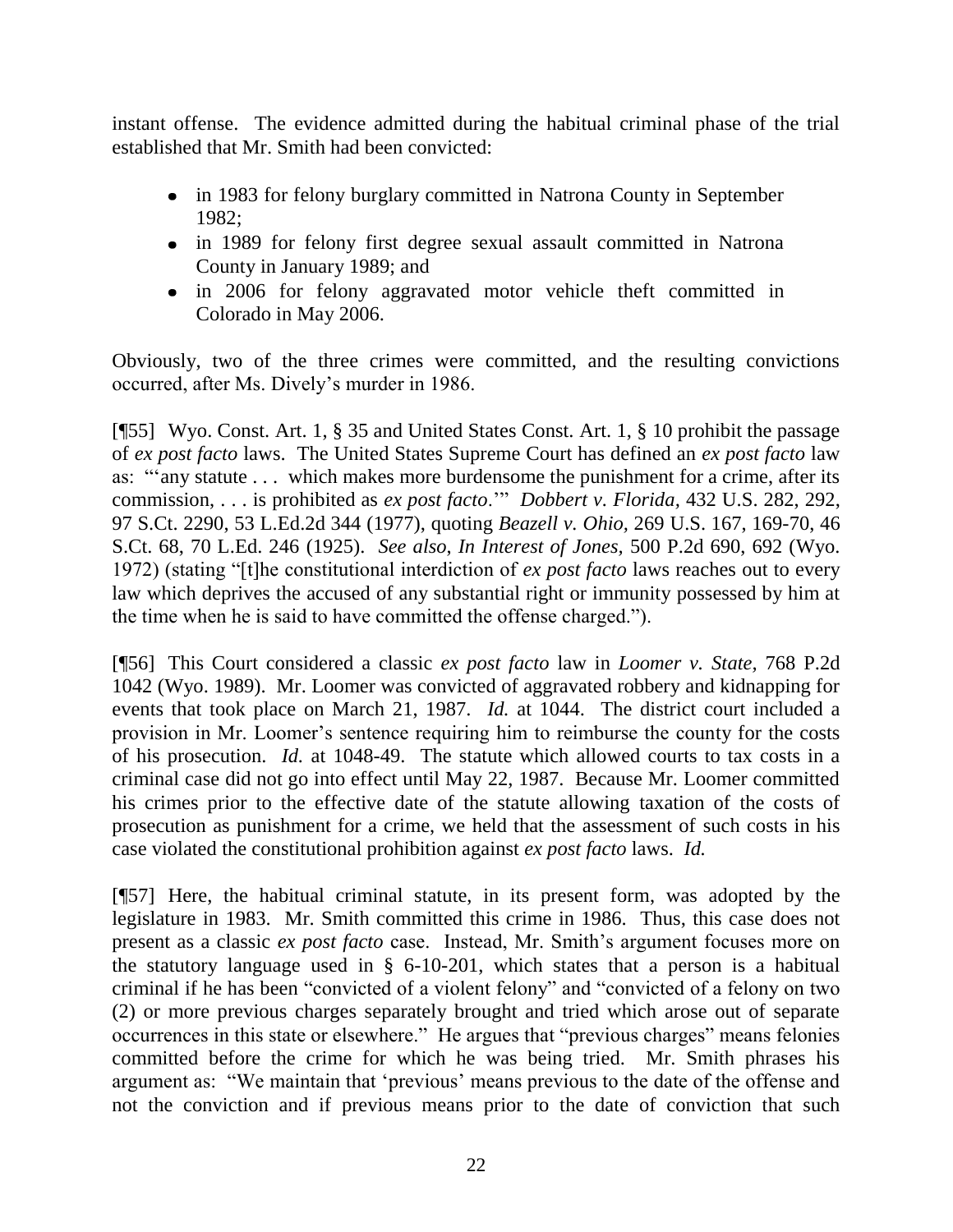instant offense. The evidence admitted during the habitual criminal phase of the trial established that Mr. Smith had been convicted:

- in 1983 for felony burglary committed in Natrona County in September 1982;
- in 1989 for felony first degree sexual assault committed in Natrona County in January 1989; and
- in 2006 for felony aggravated motor vehicle theft committed in Colorado in May 2006.

Obviously, two of the three crimes were committed, and the resulting convictions occurred, after Ms. Dively's murder in 1986.

[¶55] Wyo. Const. Art. 1, § 35 and United States Const. Art. 1, § 10 prohibit the passage of *ex post facto* laws. The United States Supreme Court has defined an *ex post facto* law as: "'any statute . . . which makes more burdensome the punishment for a crime, after its commission, . . . is prohibited as *ex post facto*.'" *Dobbert v. Florida*, 432 U.S. 282, 292, 97 S.Ct. 2290, 53 L.Ed.2d 344 (1977), quoting *Beazell v. Ohio*, 269 U.S. 167, 169-70, 46 S.Ct. 68, 70 L.Ed. 246 (1925). *See also*, *In Interest of Jones*, 500 P.2d 690, 692 (Wyo. 1972) (stating "[t]he constitutional interdiction of *ex post facto* laws reaches out to every law which deprives the accused of any substantial right or immunity possessed by him at the time when he is said to have committed the offense charged.").

[¶56] This Court considered a classic *ex post facto* law in *Loomer v. State*, 768 P.2d 1042 (Wyo. 1989). Mr. Loomer was convicted of aggravated robbery and kidnapping for events that took place on March 21, 1987. *Id.* at 1044. The district court included a provision in Mr. Loomer's sentence requiring him to reimburse the county for the costs of his prosecution. *Id.* at 1048-49. The statute which allowed courts to tax costs in a criminal case did not go into effect until May 22, 1987. Because Mr. Loomer committed his crimes prior to the effective date of the statute allowing taxation of the costs of prosecution as punishment for a crime, we held that the assessment of such costs in his case violated the constitutional prohibition against *ex post facto* laws. *Id.*

[¶57] Here, the habitual criminal statute, in its present form, was adopted by the legislature in 1983. Mr. Smith committed this crime in 1986. Thus, this case does not present as a classic *ex post facto* case. Instead, Mr. Smith's argument focuses more on the statutory language used in § 6-10-201, which states that a person is a habitual criminal if he has been "convicted of a violent felony" and "convicted of a felony on two (2) or more previous charges separately brought and tried which arose out of separate occurrences in this state or elsewhere." He argues that "previous charges" means felonies committed before the crime for which he was being tried. Mr. Smith phrases his argument as: "We maintain that 'previous' means previous to the date of the offense and not the conviction and if previous means prior to the date of conviction that such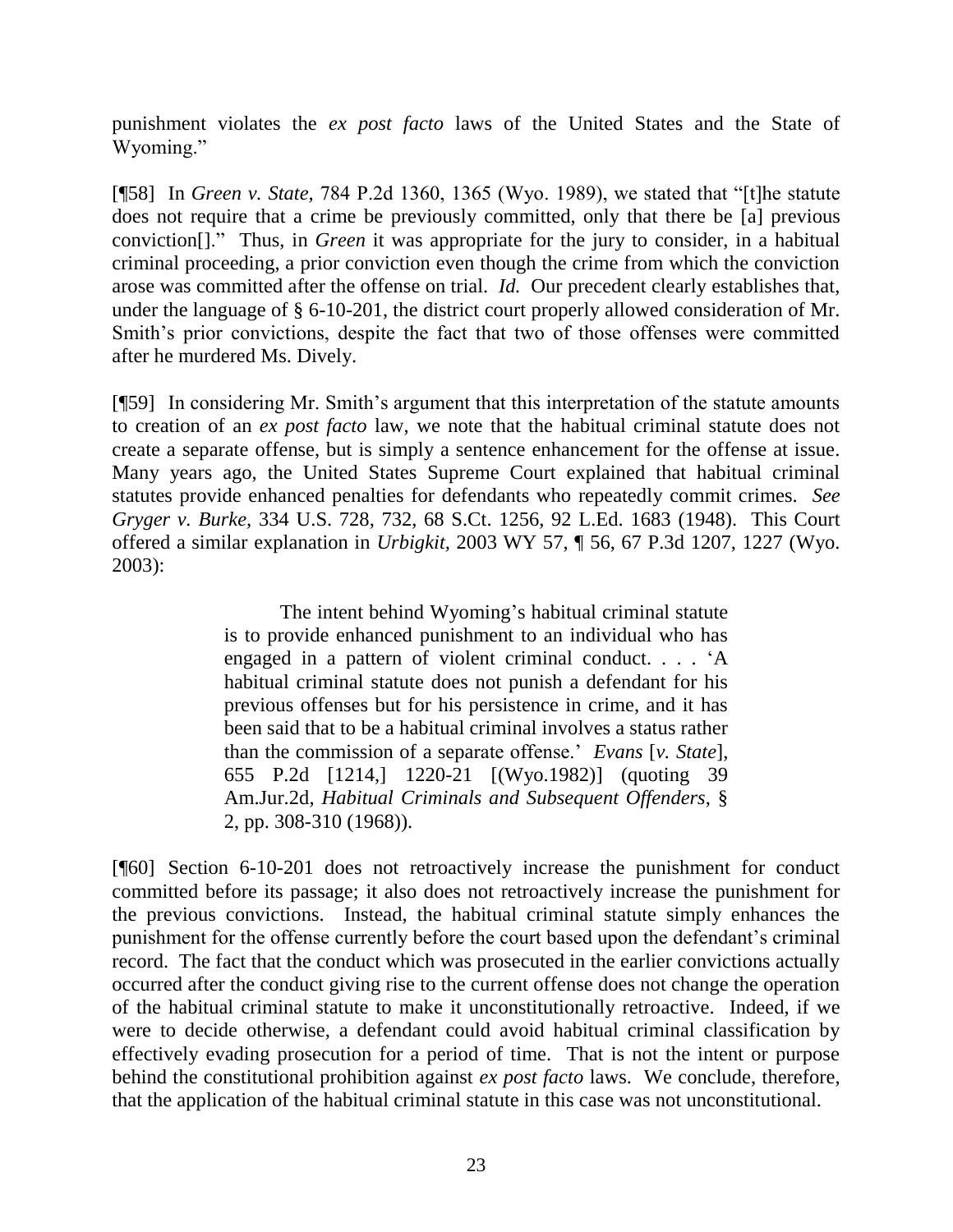punishment violates the *ex post facto* laws of the United States and the State of Wyoming."

[¶58] In *Green v. State,* 784 P.2d 1360, 1365 (Wyo. 1989), we stated that "[t]he statute does not require that a crime be previously committed, only that there be [a] previous conviction[]." Thus, in *Green* it was appropriate for the jury to consider, in a habitual criminal proceeding, a prior conviction even though the crime from which the conviction arose was committed after the offense on trial. *Id.* Our precedent clearly establishes that, under the language of § 6-10-201, the district court properly allowed consideration of Mr. Smith's prior convictions, despite the fact that two of those offenses were committed after he murdered Ms. Dively.

[¶59] In considering Mr. Smith's argument that this interpretation of the statute amounts to creation of an *ex post facto* law, we note that the habitual criminal statute does not create a separate offense, but is simply a sentence enhancement for the offense at issue. Many years ago, the United States Supreme Court explained that habitual criminal statutes provide enhanced penalties for defendants who repeatedly commit crimes. *See Gryger v. Burke,* 334 U.S. 728, 732, 68 S.Ct. 1256, 92 L.Ed. 1683 (1948). This Court offered a similar explanation in *Urbigkit,* 2003 WY 57, ¶ 56, 67 P.3d 1207, 1227 (Wyo. 2003):

> The intent behind Wyoming's habitual criminal statute is to provide enhanced punishment to an individual who has engaged in a pattern of violent criminal conduct. . . . 'A habitual criminal statute does not punish a defendant for his previous offenses but for his persistence in crime, and it has been said that to be a habitual criminal involves a status rather than the commission of a separate offense.' *Evans* [*v. State*], 655 P.2d [1214,] 1220-21 [(Wyo.1982)] (quoting 39 Am.Jur.2d, *Habitual Criminals and Subsequent Offenders*, § 2, pp. 308-310 (1968)).

[¶60] Section 6-10-201 does not retroactively increase the punishment for conduct committed before its passage; it also does not retroactively increase the punishment for the previous convictions. Instead, the habitual criminal statute simply enhances the punishment for the offense currently before the court based upon the defendant's criminal record. The fact that the conduct which was prosecuted in the earlier convictions actually occurred after the conduct giving rise to the current offense does not change the operation of the habitual criminal statute to make it unconstitutionally retroactive. Indeed, if we were to decide otherwise, a defendant could avoid habitual criminal classification by effectively evading prosecution for a period of time. That is not the intent or purpose behind the constitutional prohibition against *ex post facto* laws. We conclude, therefore, that the application of the habitual criminal statute in this case was not unconstitutional.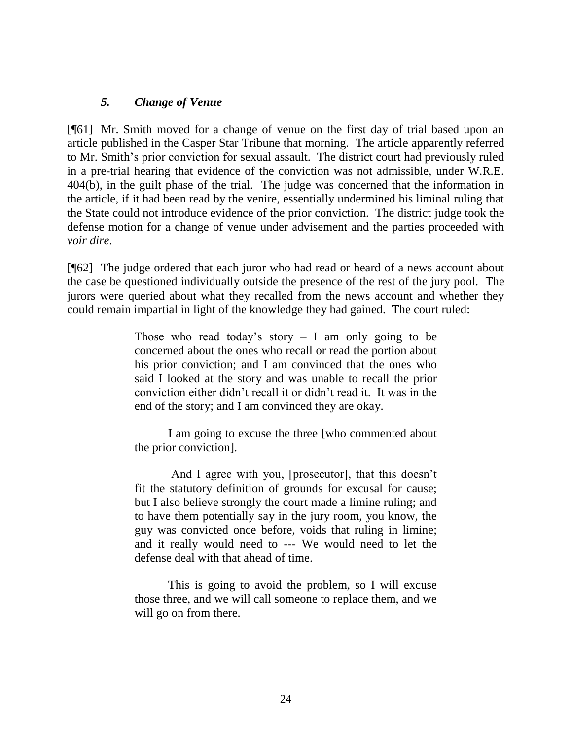### *5. Change of Venue*

[¶61] Mr. Smith moved for a change of venue on the first day of trial based upon an article published in the Casper Star Tribune that morning. The article apparently referred to Mr. Smith's prior conviction for sexual assault. The district court had previously ruled in a pre-trial hearing that evidence of the conviction was not admissible, under W.R.E. 404(b), in the guilt phase of the trial. The judge was concerned that the information in the article, if it had been read by the venire, essentially undermined his liminal ruling that the State could not introduce evidence of the prior conviction. The district judge took the defense motion for a change of venue under advisement and the parties proceeded with *voir dire*.

[¶62] The judge ordered that each juror who had read or heard of a news account about the case be questioned individually outside the presence of the rest of the jury pool. The jurors were queried about what they recalled from the news account and whether they could remain impartial in light of the knowledge they had gained. The court ruled:

> Those who read today's story – I am only going to be concerned about the ones who recall or read the portion about his prior conviction; and I am convinced that the ones who said I looked at the story and was unable to recall the prior conviction either didn't recall it or didn't read it. It was in the end of the story; and I am convinced they are okay.
>
> I am going to excuse the three [who commented about the prior conviction].
>
> And I agree with you, [prosecutor], that this doesn't fit the statutory definition of grounds for excusal for cause; but I also believe strongly the court made a limine ruling; and to have them potentially say in the jury room, you know, the guy was convicted once before, voids that ruling in limine; and it really would need to --- We would need to let the defense deal with that ahead of time.
>
> This is going to avoid the problem, so I will excuse those three, and we will call someone to replace them, and we will go on from there.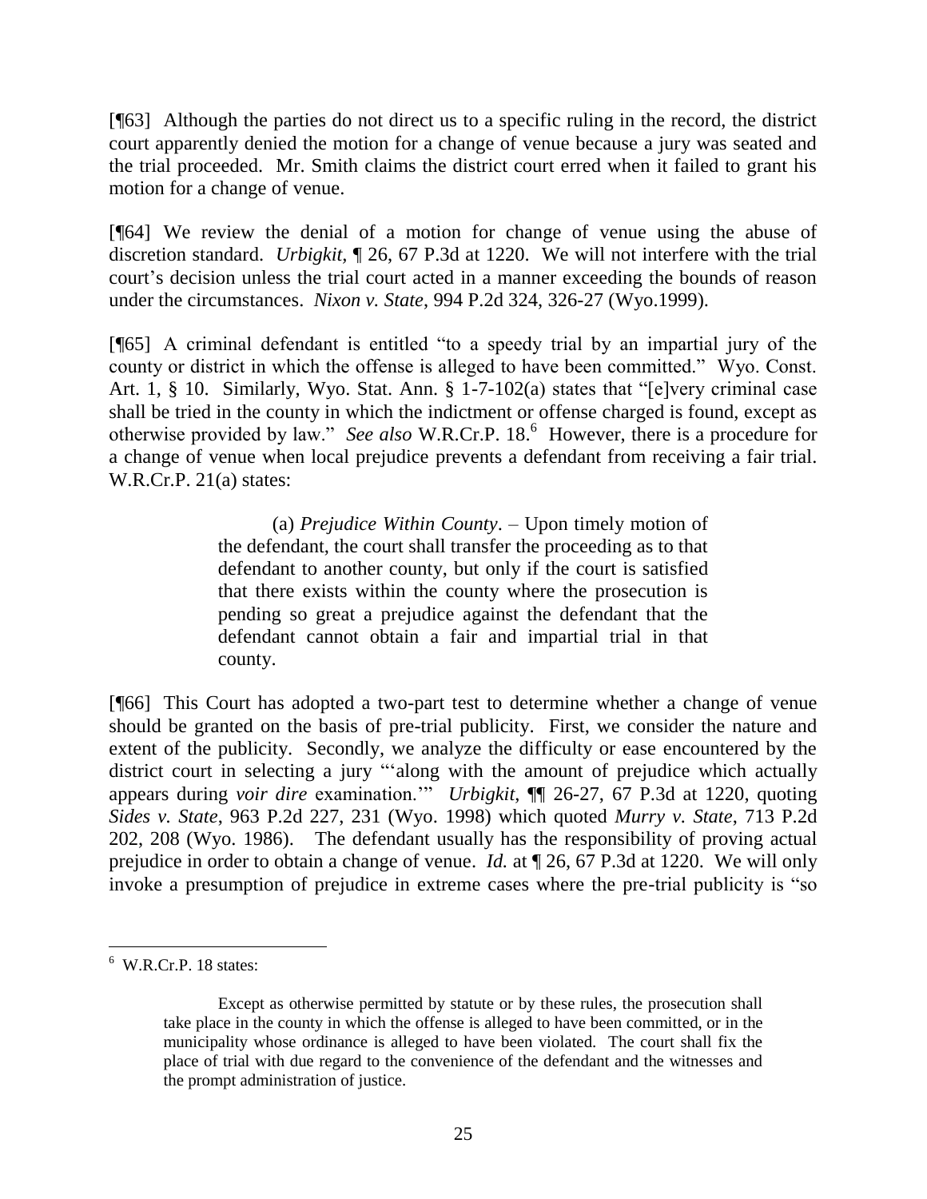[¶63] Although the parties do not direct us to a specific ruling in the record, the district court apparently denied the motion for a change of venue because a jury was seated and the trial proceeded. Mr. Smith claims the district court erred when it failed to grant his motion for a change of venue.

[¶64] We review the denial of a motion for change of venue using the abuse of discretion standard. *Urbigkit*, ¶ 26, 67 P.3d at 1220. We will not interfere with the trial court's decision unless the trial court acted in a manner exceeding the bounds of reason under the circumstances. *Nixon v. State*, 994 P.2d 324, 326-27 (Wyo.1999).

[¶65] A criminal defendant is entitled "to a speedy trial by an impartial jury of the county or district in which the offense is alleged to have been committed." Wyo. Const. Art. 1, § 10. Similarly, Wyo. Stat. Ann. § 1-7-102(a) states that "[e]very criminal case shall be tried in the county in which the indictment or offense charged is found, except as otherwise provided by law." *See also* W.R.Cr.P. 18.[6] However, there is a procedure for a change of venue when local prejudice prevents a defendant from receiving a fair trial. W.R.Cr.P. 21(a) states:

> (a) *Prejudice Within County*. – Upon timely motion of the defendant, the court shall transfer the proceeding as to that defendant to another county, but only if the court is satisfied that there exists within the county where the prosecution is pending so great a prejudice against the defendant that the defendant cannot obtain a fair and impartial trial in that county.

[¶66] This Court has adopted a two-part test to determine whether a change of venue should be granted on the basis of pre-trial publicity. First, we consider the nature and extent of the publicity. Secondly, we analyze the difficulty or ease encountered by the district court in selecting a jury "'along with the amount of prejudice which actually appears during *voir dire* examination.'" *Urbigkit*, ¶¶ 26-27, 67 P.3d at 1220, quoting *Sides v. State*, 963 P.2d 227, 231 (Wyo. 1998) which quoted *Murry v. State*, 713 P.2d 202, 208 (Wyo. 1986). The defendant usually has the responsibility of proving actual prejudice in order to obtain a change of venue. *Id.* at ¶ 26, 67 P.3d at 1220. We will only invoke a presumption of prejudice in extreme cases where the pre-trial publicity is "so

---

[6] W.R.Cr.P. 18 states:

> Except as otherwise permitted by statute or by these rules, the prosecution shall take place in the county in which the offense is alleged to have been committed, or in the municipality whose ordinance is alleged to have been violated. The court shall fix the place of trial with due regard to the convenience of the defendant and the witnesses and the prompt administration of justice.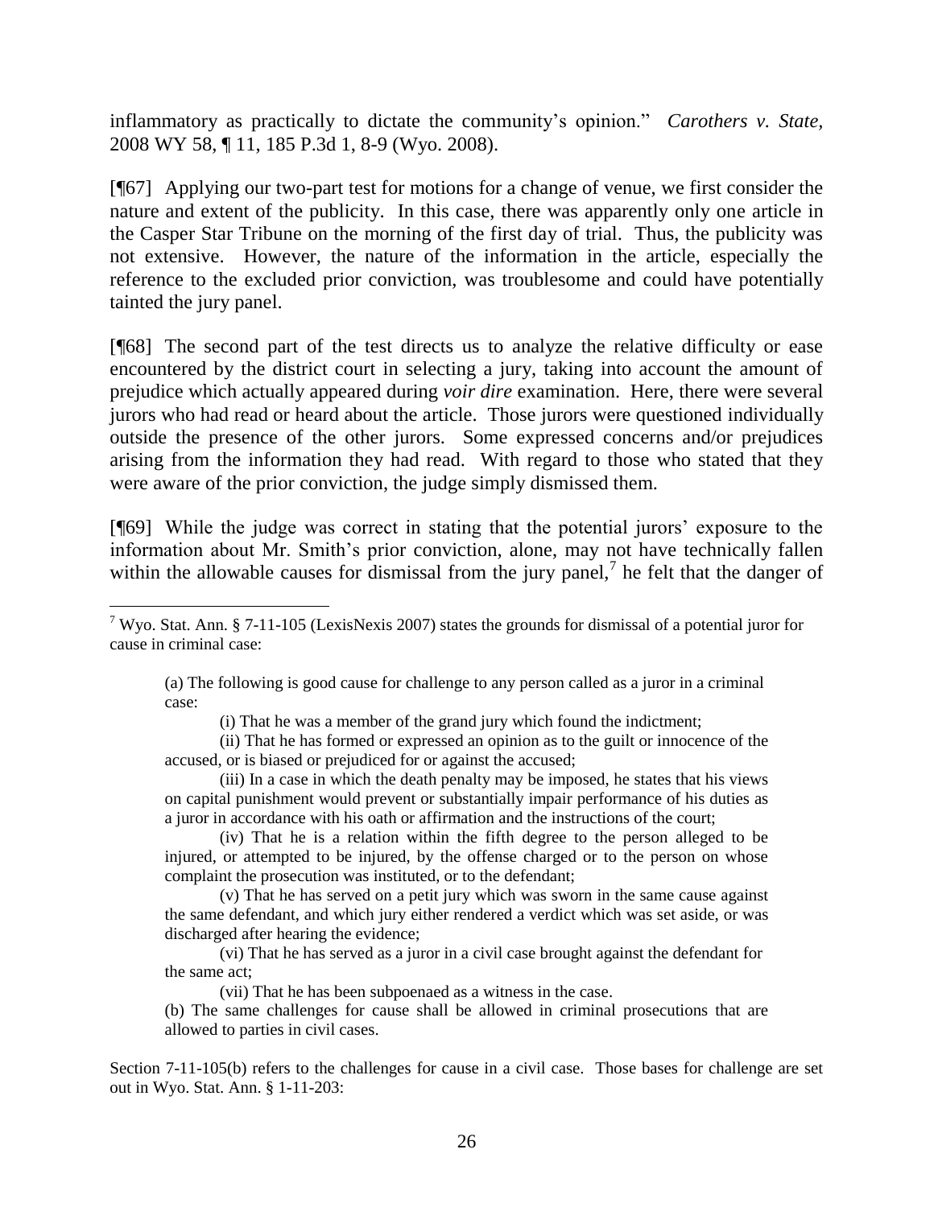inflammatory as practically to dictate the community's opinion." *Carothers v. State*, 2008 WY 58, ¶ 11, 185 P.3d 1, 8-9 (Wyo. 2008).

[¶67] Applying our two-part test for motions for a change of venue, we first consider the nature and extent of the publicity. In this case, there was apparently only one article in the Casper Star Tribune on the morning of the first day of trial. Thus, the publicity was not extensive. However, the nature of the information in the article, especially the reference to the excluded prior conviction, was troublesome and could have potentially tainted the jury panel.

[¶68] The second part of the test directs us to analyze the relative difficulty or ease encountered by the district court in selecting a jury, taking into account the amount of prejudice which actually appeared during *voir dire* examination. Here, there were several jurors who had read or heard about the article. Those jurors were questioned individually outside the presence of the other jurors. Some expressed concerns and/or prejudices arising from the information they had read. With regard to those who stated that they were aware of the prior conviction, the judge simply dismissed them.

[¶69] While the judge was correct in stating that the potential jurors' exposure to the information about Mr. Smith's prior conviction, alone, may not have technically fallen within the allowable causes for dismissal from the jury panel,[7] he felt that the danger of

---

[7] Wyo. Stat. Ann. § 7-11-105 (LexisNexis 2007) states the grounds for dismissal of a potential juror for cause in criminal case:

> (a) The following is good cause for challenge to any person called as a juror in a criminal case:
>
> (i) That he was a member of the grand jury which found the indictment;
>
> (ii) That he has formed or expressed an opinion as to the guilt or innocence of the accused, or is biased or prejudiced for or against the accused;
>
> (iii) In a case in which the death penalty may be imposed, he states that his views on capital punishment would prevent or substantially impair performance of his duties as a juror in accordance with his oath or affirmation and the instructions of the court;
>
> (iv) That he is a relation within the fifth degree to the person alleged to be injured, or attempted to be injured, by the offense charged or to the person on whose complaint the prosecution was instituted, or to the defendant;
>
> (v) That he has served on a petit jury which was sworn in the same cause against the same defendant, and which jury either rendered a verdict which was set aside, or was discharged after hearing the evidence;
>
> (vi) That he has served as a juror in a civil case brought against the defendant for the same act;
>
> (vii) That he has been subpoenaed as a witness in the case.
>
> (b) The same challenges for cause shall be allowed in criminal prosecutions that are allowed to parties in civil cases.

Section 7-11-105(b) refers to the challenges for cause in a civil case. Those bases for challenge are set out in Wyo. Stat. Ann. § 1-11-203: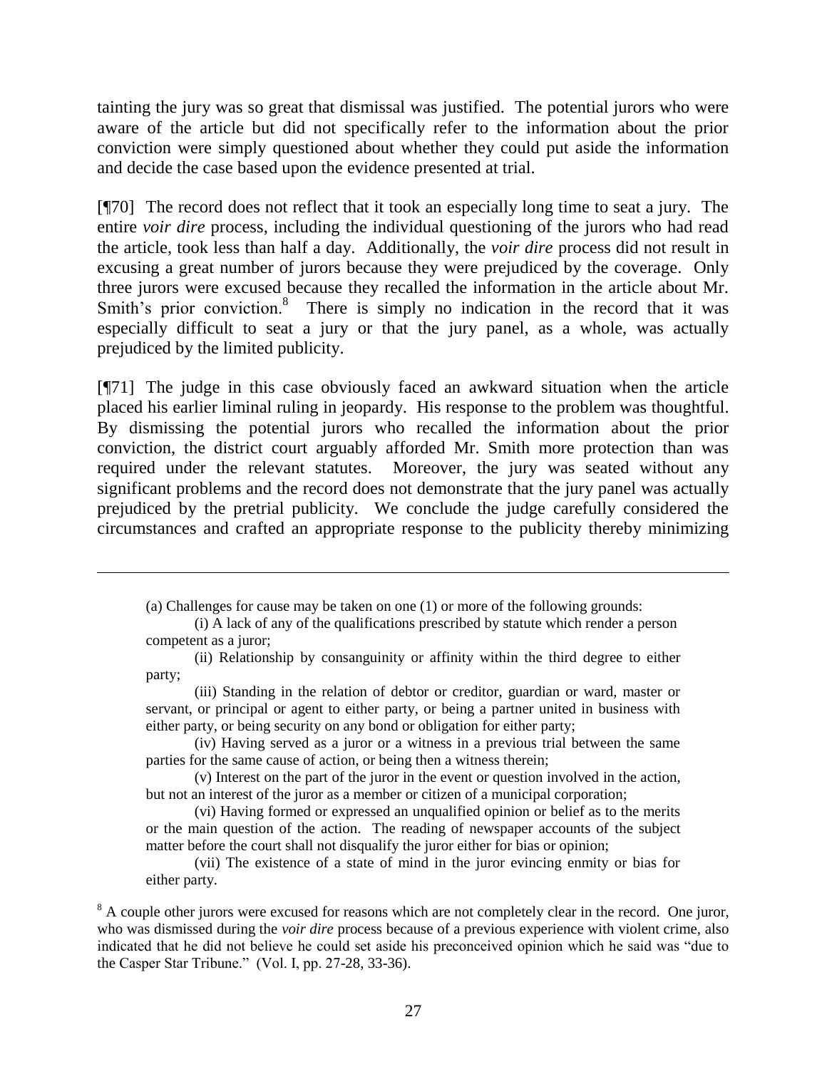tainting the jury was so great that dismissal was justified. The potential jurors who were aware of the article but did not specifically refer to the information about the prior conviction were simply questioned about whether they could put aside the information and decide the case based upon the evidence presented at trial.

[¶70] The record does not reflect that it took an especially long time to seat a jury. The entire *voir dire* process, including the individual questioning of the jurors who had read the article, took less than half a day. Additionally, the *voir dire* process did not result in excusing a great number of jurors because they were prejudiced by the coverage. Only three jurors were excused because they recalled the information in the article about Mr. Smith's prior conviction.[8] There is simply no indication in the record that it was especially difficult to seat a jury or that the jury panel, as a whole, was actually prejudiced by the limited publicity.

[¶71] The judge in this case obviously faced an awkward situation when the article placed his earlier liminal ruling in jeopardy. His response to the problem was thoughtful. By dismissing the potential jurors who recalled the information about the prior conviction, the district court arguably afforded Mr. Smith more protection than was required under the relevant statutes. Moreover, the jury was seated without any significant problems and the record does not demonstrate that the jury panel was actually prejudiced by the pretrial publicity. We conclude the judge carefully considered the circumstances and crafted an appropriate response to the publicity thereby minimizing

---

> (a) Challenges for cause may be taken on one (1) or more of the following grounds:
>
> (i) A lack of any of the qualifications prescribed by statute which render a person competent as a juror;
>
> (ii) Relationship by consanguinity or affinity within the third degree to either party;
>
> (iii) Standing in the relation of debtor or creditor, guardian or ward, master or servant, or principal or agent to either party, or being a partner united in business with either party, or being security on any bond or obligation for either party;
>
> (iv) Having served as a juror or a witness in a previous trial between the same parties for the same cause of action, or being then a witness therein;
>
> (v) Interest on the part of the juror in the event or question involved in the action, but not an interest of the juror as a member or citizen of a municipal corporation;
>
> (vi) Having formed or expressed an unqualified opinion or belief as to the merits or the main question of the action. The reading of newspaper accounts of the subject matter before the court shall not disqualify the juror either for bias or opinion;
>
> (vii) The existence of a state of mind in the juror evincing enmity or bias for either party.

[8] A couple other jurors were excused for reasons which are not completely clear in the record. One juror, who was dismissed during the *voir dire* process because of a previous experience with violent crime, also indicated that he did not believe he could set aside his preconceived opinion which he said was "due to the Casper Star Tribune." (Vol. I, pp. 27-28, 33-36).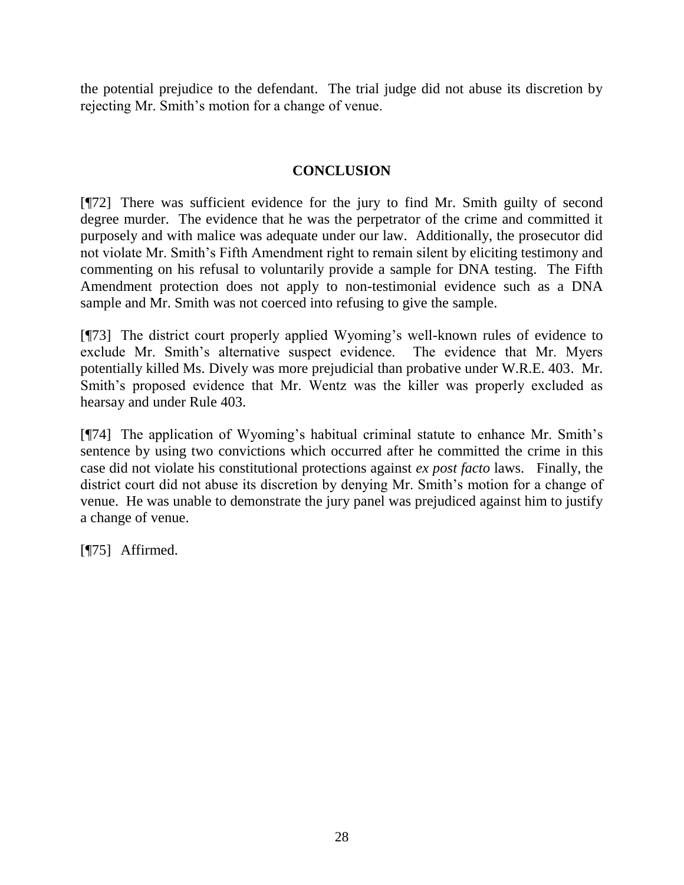the potential prejudice to the defendant. The trial judge did not abuse its discretion by rejecting Mr. Smith's motion for a change of venue.

## CONCLUSION

[¶72] There was sufficient evidence for the jury to find Mr. Smith guilty of second degree murder. The evidence that he was the perpetrator of the crime and committed it purposely and with malice was adequate under our law. Additionally, the prosecutor did not violate Mr. Smith's Fifth Amendment right to remain silent by eliciting testimony and commenting on his refusal to voluntarily provide a sample for DNA testing. The Fifth Amendment protection does not apply to non-testimonial evidence such as a DNA sample and Mr. Smith was not coerced into refusing to give the sample.

[¶73] The district court properly applied Wyoming's well-known rules of evidence to exclude Mr. Smith's alternative suspect evidence. The evidence that Mr. Myers potentially killed Ms. Dively was more prejudicial than probative under W.R.E. 403. Mr. Smith's proposed evidence that Mr. Wentz was the killer was properly excluded as hearsay and under Rule 403.

[¶74] The application of Wyoming's habitual criminal statute to enhance Mr. Smith's sentence by using two convictions which occurred after he committed the crime in this case did not violate his constitutional protections against *ex post facto* laws. Finally, the district court did not abuse its discretion by denying Mr. Smith's motion for a change of venue. He was unable to demonstrate the jury panel was prejudiced against him to justify a change of venue.

[¶75] Affirmed.